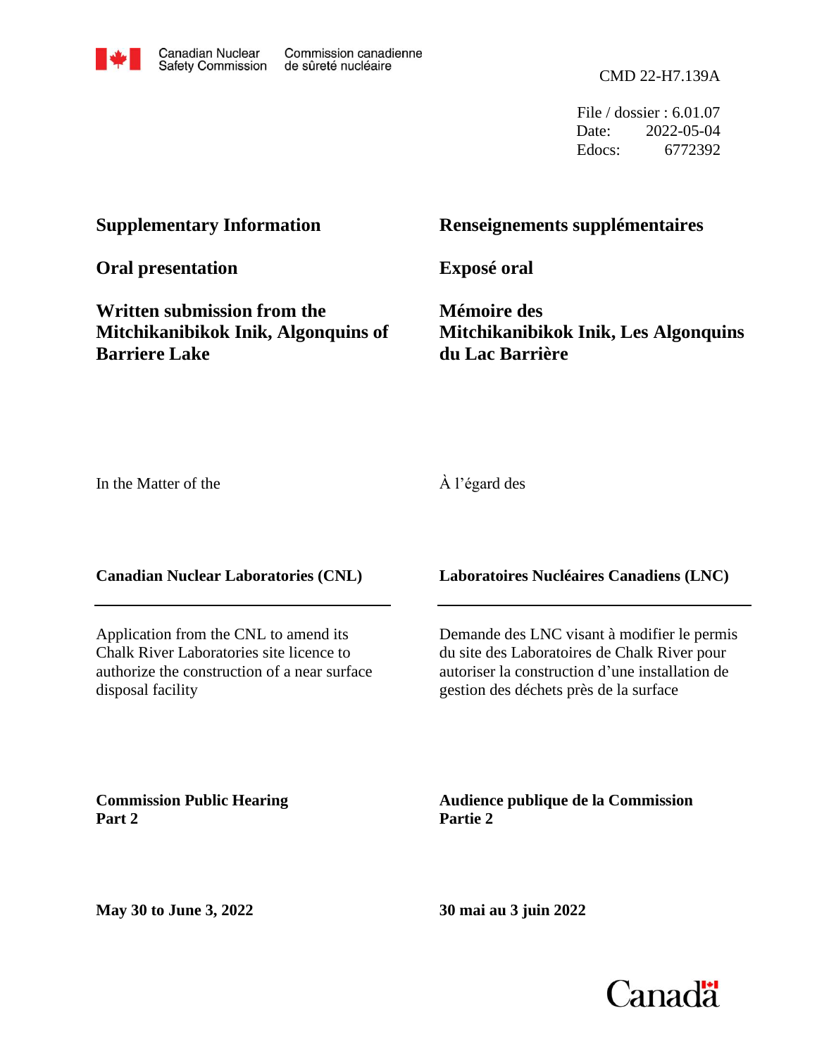Canadian Nuclear Safety Commission / Commission canadienne de sûreté nucléaire

CMD 22-H7.139A

File / dossier : 6.01.07
Date: 2022-05-04
Edocs: 6772392

**Supplementary Information**

**Renseignements supplémentaires**

**Oral presentation**

**Exposé oral**

**Written submission from the Mitchikanibikok Inik, Algonquins of Barriere Lake**

**Mémoire des Mitchikanibikok Inik, Les Algonquins du Lac Barrière**

In the Matter of the

À l'égard des

**Canadian Nuclear Laboratories (CNL)**

**Laboratoires Nucléaires Canadiens (LNC)**

Application from the CNL to amend its Chalk River Laboratories site licence to authorize the construction of a near surface disposal facility

Demande des LNC visant à modifier le permis du site des Laboratoires de Chalk River pour autoriser la construction d'une installation de gestion des déchets près de la surface

**Commission Public Hearing**
**Part 2**

**Audience publique de la Commission**
**Partie 2**

**May 30 to June 3, 2022**

**30 mai au 3 juin 2022**

Canada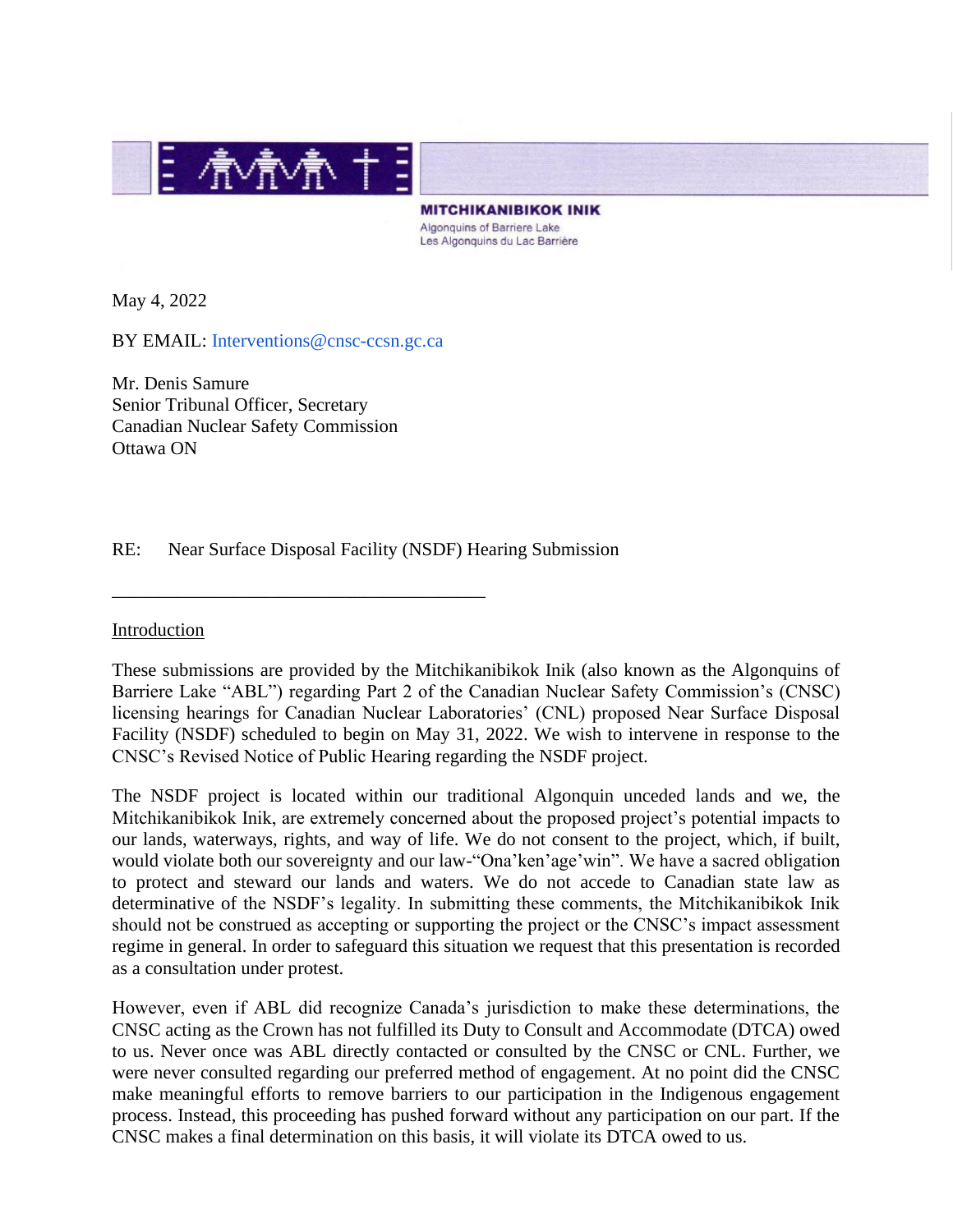**MITCHIKANIBIKOK INIK**
Algonquins of Barriere Lake
Les Algonquins du Lac Barrière

May 4, 2022

BY EMAIL: Interventions@cnsc-ccsn.gc.ca

Mr. Denis Samure
Senior Tribunal Officer, Secretary
Canadian Nuclear Safety Commission
Ottawa ON

RE: Near Surface Disposal Facility (NSDF) Hearing Submission

---

## Introduction

These submissions are provided by the Mitchikanibikok Inik (also known as the Algonquins of Barriere Lake "ABL") regarding Part 2 of the Canadian Nuclear Safety Commission's (CNSC) licensing hearings for Canadian Nuclear Laboratories' (CNL) proposed Near Surface Disposal Facility (NSDF) scheduled to begin on May 31, 2022. We wish to intervene in response to the CNSC's Revised Notice of Public Hearing regarding the NSDF project.

The NSDF project is located within our traditional Algonquin unceded lands and we, the Mitchikanibikok Inik, are extremely concerned about the proposed project's potential impacts to our lands, waterways, rights, and way of life. We do not consent to the project, which, if built, would violate both our sovereignty and our law-"Ona'ken'age'win". We have a sacred obligation to protect and steward our lands and waters. We do not accede to Canadian state law as determinative of the NSDF's legality. In submitting these comments, the Mitchikanibikok Inik should not be construed as accepting or supporting the project or the CNSC's impact assessment regime in general. In order to safeguard this situation we request that this presentation is recorded as a consultation under protest.

However, even if ABL did recognize Canada's jurisdiction to make these determinations, the CNSC acting as the Crown has not fulfilled its Duty to Consult and Accommodate (DTCA) owed to us. Never once was ABL directly contacted or consulted by the CNSC or CNL. Further, we were never consulted regarding our preferred method of engagement. At no point did the CNSC make meaningful efforts to remove barriers to our participation in the Indigenous engagement process. Instead, this proceeding has pushed forward without any participation on our part. If the CNSC makes a final determination on this basis, it will violate its DTCA owed to us.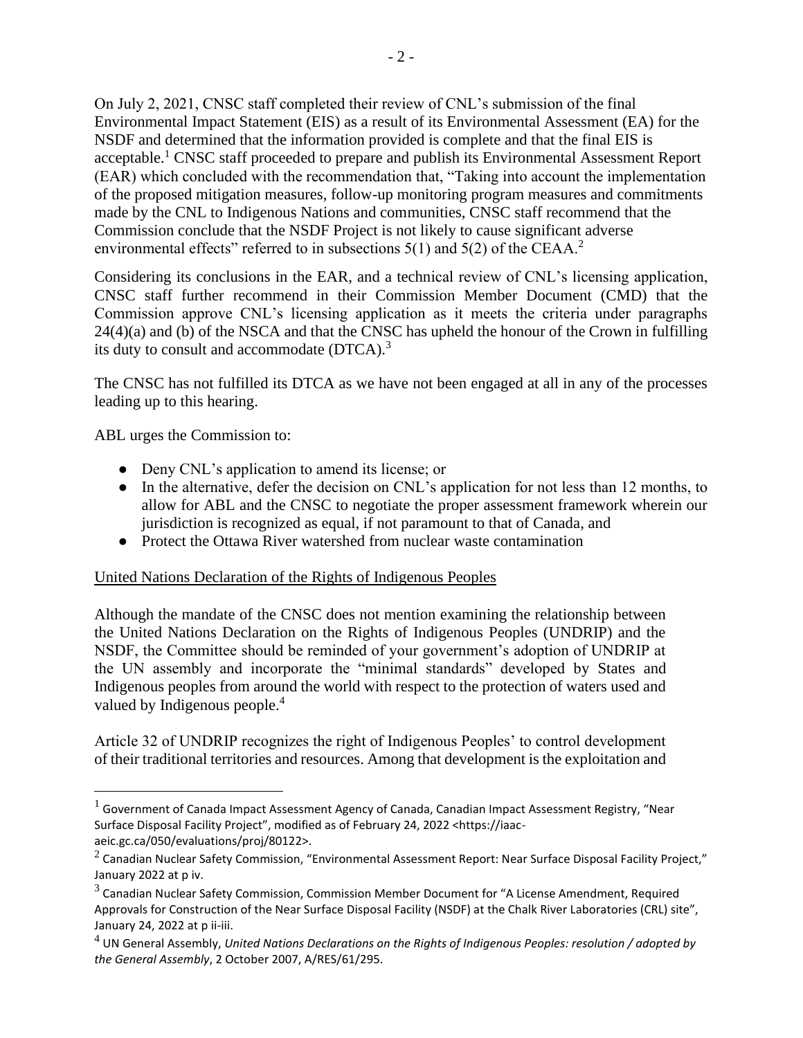On July 2, 2021, CNSC staff completed their review of CNL's submission of the final Environmental Impact Statement (EIS) as a result of its Environmental Assessment (EA) for the NSDF and determined that the information provided is complete and that the final EIS is acceptable.[1] CNSC staff proceeded to prepare and publish its Environmental Assessment Report (EAR) which concluded with the recommendation that, "Taking into account the implementation of the proposed mitigation measures, follow-up monitoring program measures and commitments made by the CNL to Indigenous Nations and communities, CNSC staff recommend that the Commission conclude that the NSDF Project is not likely to cause significant adverse environmental effects" referred to in subsections 5(1) and 5(2) of the CEAA.[2]

Considering its conclusions in the EAR, and a technical review of CNL's licensing application, CNSC staff further recommend in their Commission Member Document (CMD) that the Commission approve CNL's licensing application as it meets the criteria under paragraphs 24(4)(a) and (b) of the NSCA and that the CNSC has upheld the honour of the Crown in fulfilling its duty to consult and accommodate (DTCA).[3]

The CNSC has not fulfilled its DTCA as we have not been engaged at all in any of the processes leading up to this hearing.

ABL urges the Commission to:

- Deny CNL's application to amend its license; or
- In the alternative, defer the decision on CNL's application for not less than 12 months, to allow for ABL and the CNSC to negotiate the proper assessment framework wherein our jurisdiction is recognized as equal, if not paramount to that of Canada, and
- Protect the Ottawa River watershed from nuclear waste contamination

<u>United Nations Declaration of the Rights of Indigenous Peoples</u>

Although the mandate of the CNSC does not mention examining the relationship between the United Nations Declaration on the Rights of Indigenous Peoples (UNDRIP) and the NSDF, the Committee should be reminded of your government's adoption of UNDRIP at the UN assembly and incorporate the "minimal standards" developed by States and Indigenous peoples from around the world with respect to the protection of waters used and valued by Indigenous people.[4]

Article 32 of UNDRIP recognizes the right of Indigenous Peoples' to control development of their traditional territories and resources. Among that development is the exploitation and

---

[1] Government of Canada Impact Assessment Agency of Canada, Canadian Impact Assessment Registry, "Near Surface Disposal Facility Project", modified as of February 24, 2022 <https://iaac-aeic.gc.ca/050/evaluations/proj/80122>.

[2] Canadian Nuclear Safety Commission, "Environmental Assessment Report: Near Surface Disposal Facility Project," January 2022 at p iv.

[3] Canadian Nuclear Safety Commission, Commission Member Document for "A License Amendment, Required Approvals for Construction of the Near Surface Disposal Facility (NSDF) at the Chalk River Laboratories (CRL) site", January 24, 2022 at p ii-iii.

[4] UN General Assembly, *United Nations Declarations on the Rights of Indigenous Peoples: resolution / adopted by the General Assembly*, 2 October 2007, A/RES/61/295.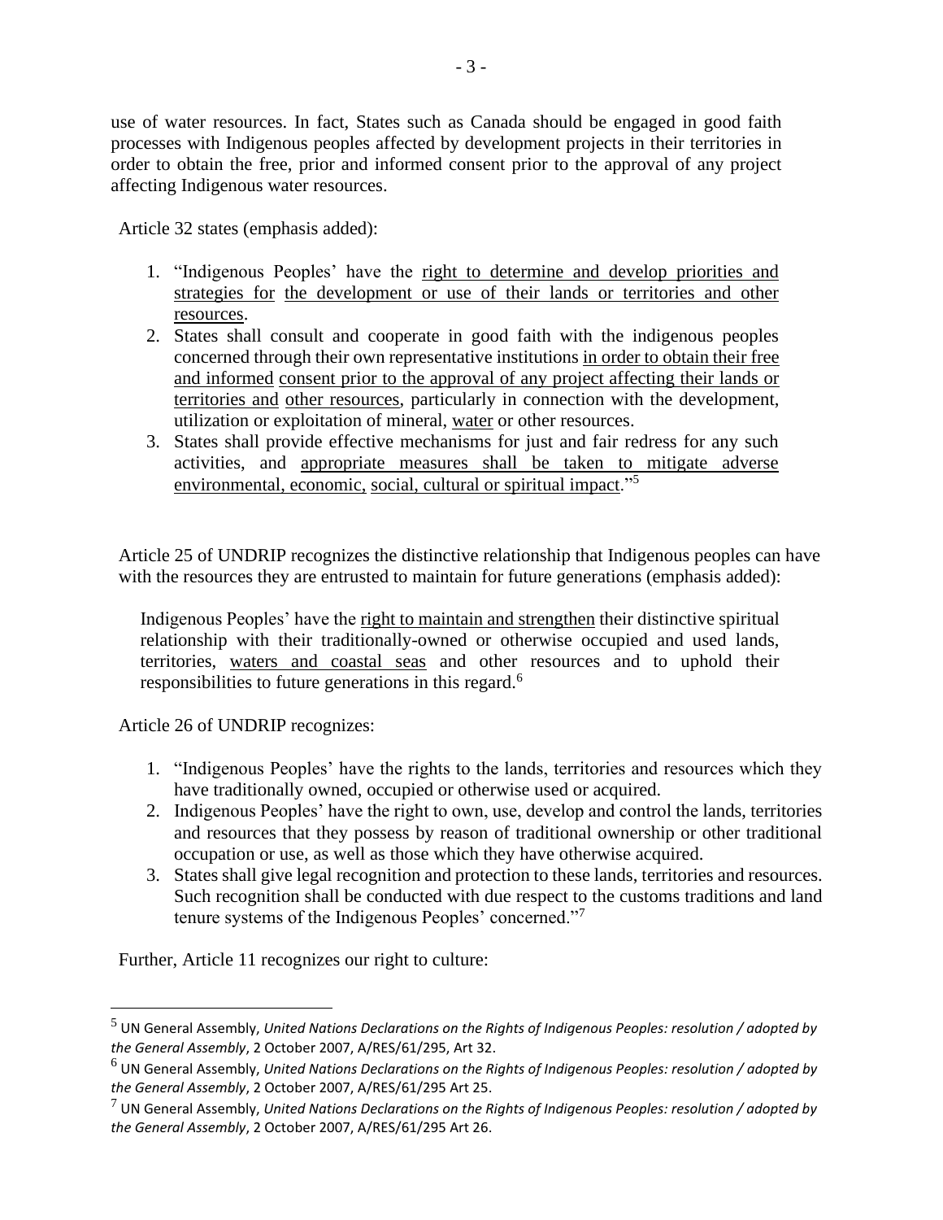use of water resources. In fact, States such as Canada should be engaged in good faith processes with Indigenous peoples affected by development projects in their territories in order to obtain the free, prior and informed consent prior to the approval of any project affecting Indigenous water resources.

Article 32 states (emphasis added):

1. "Indigenous Peoples' have the <u>right to determine and develop priorities and strategies for</u> <u>the development or use of their lands or territories and other resources</u>.
2. States shall consult and cooperate in good faith with the indigenous peoples concerned through their own representative institutions <u>in order to obtain their free and informed</u> <u>consent prior to the approval of any project affecting their lands or territories and</u> <u>other resources</u>, particularly in connection with the development, utilization or exploitation of mineral, <u>water</u> or other resources.
3. States shall provide effective mechanisms for just and fair redress for any such activities, and <u>appropriate measures shall be taken to mitigate adverse environmental, economic,</u> <u>social, cultural or spiritual impact</u>."[5]

Article 25 of UNDRIP recognizes the distinctive relationship that Indigenous peoples can have with the resources they are entrusted to maintain for future generations (emphasis added):

> Indigenous Peoples' have the <u>right to maintain and strengthen</u> their distinctive spiritual relationship with their traditionally-owned or otherwise occupied and used lands, territories, <u>waters and coastal seas</u> and other resources and to uphold their responsibilities to future generations in this regard.[6]

Article 26 of UNDRIP recognizes:

1. "Indigenous Peoples' have the rights to the lands, territories and resources which they have traditionally owned, occupied or otherwise used or acquired.
2. Indigenous Peoples' have the right to own, use, develop and control the lands, territories and resources that they possess by reason of traditional ownership or other traditional occupation or use, as well as those which they have otherwise acquired.
3. States shall give legal recognition and protection to these lands, territories and resources. Such recognition shall be conducted with due respect to the customs traditions and land tenure systems of the Indigenous Peoples' concerned."[7]

Further, Article 11 recognizes our right to culture:

---

[5] UN General Assembly, *United Nations Declarations on the Rights of Indigenous Peoples: resolution / adopted by the General Assembly*, 2 October 2007, A/RES/61/295, Art 32.

[6] UN General Assembly, *United Nations Declarations on the Rights of Indigenous Peoples: resolution / adopted by the General Assembly*, 2 October 2007, A/RES/61/295 Art 25.

[7] UN General Assembly, *United Nations Declarations on the Rights of Indigenous Peoples: resolution / adopted by the General Assembly*, 2 October 2007, A/RES/61/295 Art 26.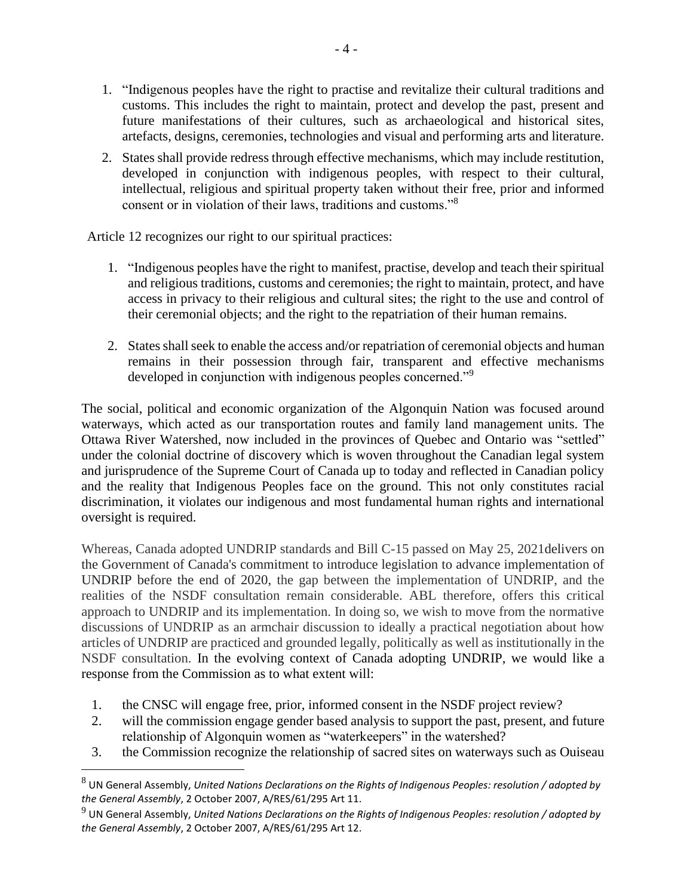1. "Indigenous peoples have the right to practise and revitalize their cultural traditions and customs. This includes the right to maintain, protect and develop the past, present and future manifestations of their cultures, such as archaeological and historical sites, artefacts, designs, ceremonies, technologies and visual and performing arts and literature.
2. States shall provide redress through effective mechanisms, which may include restitution, developed in conjunction with indigenous peoples, with respect to their cultural, intellectual, religious and spiritual property taken without their free, prior and informed consent or in violation of their laws, traditions and customs."[8]

Article 12 recognizes our right to our spiritual practices:

1. "Indigenous peoples have the right to manifest, practise, develop and teach their spiritual and religious traditions, customs and ceremonies; the right to maintain, protect, and have access in privacy to their religious and cultural sites; the right to the use and control of their ceremonial objects; and the right to the repatriation of their human remains.
2. States shall seek to enable the access and/or repatriation of ceremonial objects and human remains in their possession through fair, transparent and effective mechanisms developed in conjunction with indigenous peoples concerned."[9]

The social, political and economic organization of the Algonquin Nation was focused around waterways, which acted as our transportation routes and family land management units. The Ottawa River Watershed, now included in the provinces of Quebec and Ontario was "settled" under the colonial doctrine of discovery which is woven throughout the Canadian legal system and jurisprudence of the Supreme Court of Canada up to today and reflected in Canadian policy and the reality that Indigenous Peoples face on the ground. This not only constitutes racial discrimination, it violates our indigenous and most fundamental human rights and international oversight is required.

Whereas, Canada adopted UNDRIP standards and Bill C-15 passed on May 25, 2021delivers on the Government of Canada's commitment to introduce legislation to advance implementation of UNDRIP before the end of 2020, the gap between the implementation of UNDRIP, and the realities of the NSDF consultation remain considerable. ABL therefore, offers this critical approach to UNDRIP and its implementation. In doing so, we wish to move from the normative discussions of UNDRIP as an armchair discussion to ideally a practical negotiation about how articles of UNDRIP are practiced and grounded legally, politically as well as institutionally in the NSDF consultation. In the evolving context of Canada adopting UNDRIP, we would like a response from the Commission as to what extent will:

1. the CNSC will engage free, prior, informed consent in the NSDF project review?
2. will the commission engage gender based analysis to support the past, present, and future relationship of Algonquin women as "waterkeepers" in the watershed?
3. the Commission recognize the relationship of sacred sites on waterways such as Ouiseau

[8] UN General Assembly, *United Nations Declarations on the Rights of Indigenous Peoples: resolution / adopted by the General Assembly*, 2 October 2007, A/RES/61/295 Art 11.

[9] UN General Assembly, *United Nations Declarations on the Rights of Indigenous Peoples: resolution / adopted by the General Assembly*, 2 October 2007, A/RES/61/295 Art 12.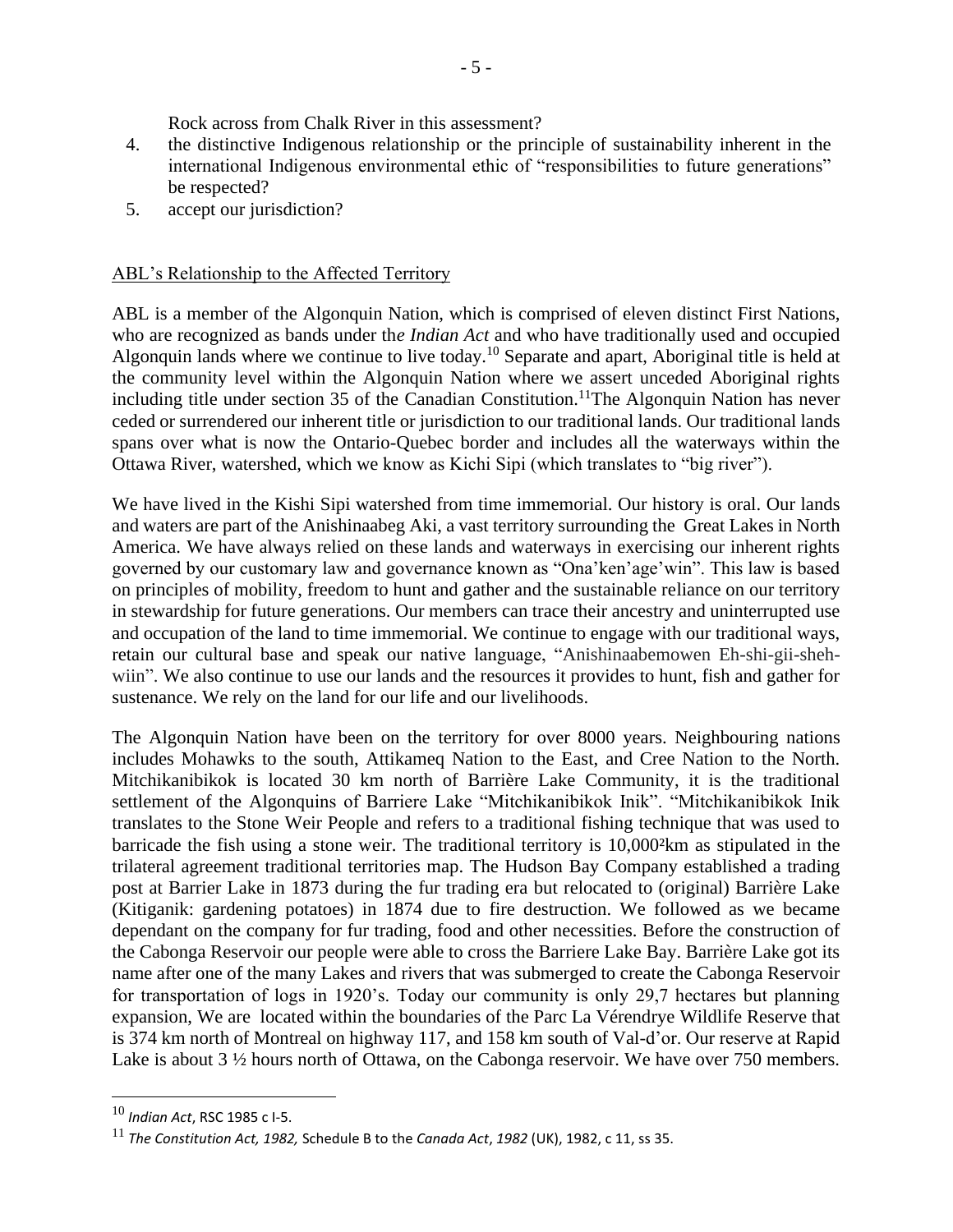Rock across from Chalk River in this assessment?

4. the distinctive Indigenous relationship or the principle of sustainability inherent in the international Indigenous environmental ethic of "responsibilities to future generations" be respected?
5. accept our jurisdiction?

## ABL's Relationship to the Affected Territory

ABL is a member of the Algonquin Nation, which is comprised of eleven distinct First Nations, who are recognized as bands under the *Indian Act* and who have traditionally used and occupied Algonquin lands where we continue to live today.[10] Separate and apart, Aboriginal title is held at the community level within the Algonquin Nation where we assert unceded Aboriginal rights including title under section 35 of the Canadian Constitution.[11]The Algonquin Nation has never ceded or surrendered our inherent title or jurisdiction to our traditional lands. Our traditional lands spans over what is now the Ontario-Quebec border and includes all the waterways within the Ottawa River, watershed, which we know as Kichi Sipi (which translates to "big river").

We have lived in the Kishi Sipi watershed from time immemorial. Our history is oral. Our lands and waters are part of the Anishinaabeg Aki, a vast territory surrounding the Great Lakes in North America. We have always relied on these lands and waterways in exercising our inherent rights governed by our customary law and governance known as "Ona'ken'age'win". This law is based on principles of mobility, freedom to hunt and gather and the sustainable reliance on our territory in stewardship for future generations. Our members can trace their ancestry and uninterrupted use and occupation of the land to time immemorial. We continue to engage with our traditional ways, retain our cultural base and speak our native language, "Anishinaabemowen Eh-shi-gii-sheh-wiin". We also continue to use our lands and the resources it provides to hunt, fish and gather for sustenance. We rely on the land for our life and our livelihoods.

The Algonquin Nation have been on the territory for over 8000 years. Neighbouring nations includes Mohawks to the south, Attikameq Nation to the East, and Cree Nation to the North. Mitchikanibikok is located 30 km north of Barrière Lake Community, it is the traditional settlement of the Algonquins of Barriere Lake "Mitchikanibikok Inik". "Mitchikanibikok Inik translates to the Stone Weir People and refers to a traditional fishing technique that was used to barricade the fish using a stone weir. The traditional territory is 10,000$^2$km as stipulated in the trilateral agreement traditional territories map. The Hudson Bay Company established a trading post at Barrier Lake in 1873 during the fur trading era but relocated to (original) Barrière Lake (Kitiganik: gardening potatoes) in 1874 due to fire destruction. We followed as we became dependant on the company for fur trading, food and other necessities. Before the construction of the Cabonga Reservoir our people were able to cross the Barriere Lake Bay. Barrière Lake got its name after one of the many Lakes and rivers that was submerged to create the Cabonga Reservoir for transportation of logs in 1920's. Today our community is only 29,7 hectares but planning expansion, We are located within the boundaries of the Parc La Vérendrye Wildlife Reserve that is 374 km north of Montreal on highway 117, and 158 km south of Val-d'or. Our reserve at Rapid Lake is about 3 ½ hours north of Ottawa, on the Cabonga reservoir. We have over 750 members.

---

[10] *Indian Act*, RSC 1985 c I-5.

[11] *The Constitution Act, 1982,* Schedule B to the *Canada Act*, *1982* (UK), 1982, c 11, ss 35.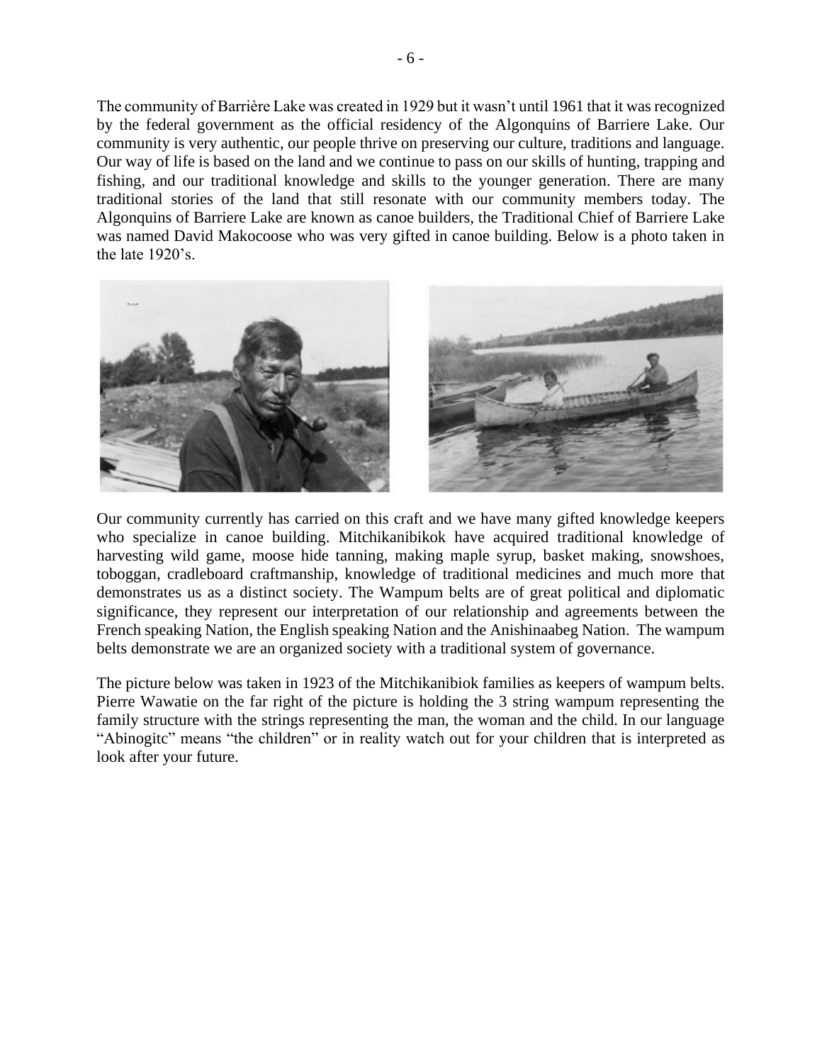The community of Barrière Lake was created in 1929 but it wasn't until 1961 that it was recognized by the federal government as the official residency of the Algonquins of Barriere Lake. Our community is very authentic, our people thrive on preserving our culture, traditions and language. Our way of life is based on the land and we continue to pass on our skills of hunting, trapping and fishing, and our traditional knowledge and skills to the younger generation. There are many traditional stories of the land that still resonate with our community members today. The Algonquins of Barriere Lake are known as canoe builders, the Traditional Chief of Barriere Lake was named David Makocoose who was very gifted in canoe building. Below is a photo taken in the late 1920's.

Our community currently has carried on this craft and we have many gifted knowledge keepers who specialize in canoe building. Mitchikanibikok have acquired traditional knowledge of harvesting wild game, moose hide tanning, making maple syrup, basket making, snowshoes, toboggan, cradleboard craftmanship, knowledge of traditional medicines and much more that demonstrates us as a distinct society. The Wampum belts are of great political and diplomatic significance, they represent our interpretation of our relationship and agreements between the French speaking Nation, the English speaking Nation and the Anishinaabeg Nation. The wampum belts demonstrate we are an organized society with a traditional system of governance.

The picture below was taken in 1923 of the Mitchikanibiok families as keepers of wampum belts. Pierre Wawatie on the far right of the picture is holding the 3 string wampum representing the family structure with the strings representing the man, the woman and the child. In our language "Abinogitc" means "the children" or in reality watch out for your children that is interpreted as look after your future.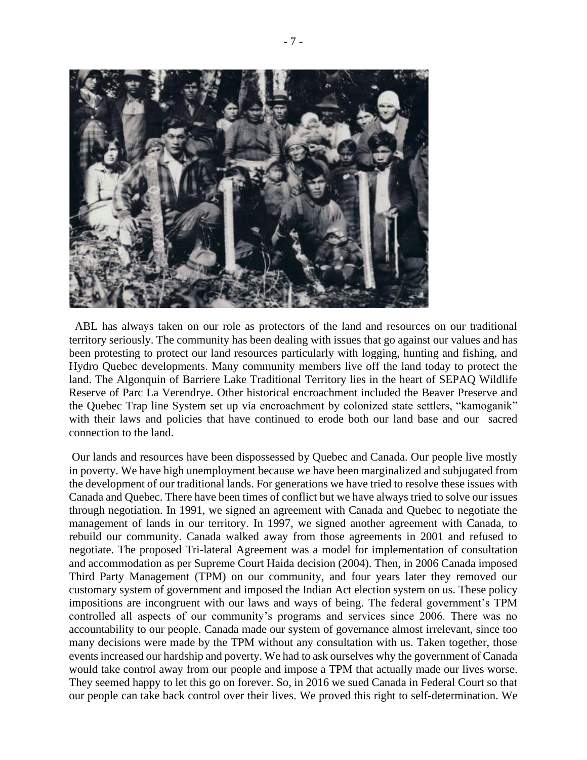ABL has always taken on our role as protectors of the land and resources on our traditional territory seriously. The community has been dealing with issues that go against our values and has been protesting to protect our land resources particularly with logging, hunting and fishing, and Hydro Quebec developments. Many community members live off the land today to protect the land. The Algonquin of Barriere Lake Traditional Territory lies in the heart of SEPAQ Wildlife Reserve of Parc La Verendrye. Other historical encroachment included the Beaver Preserve and the Quebec Trap line System set up via encroachment by colonized state settlers, "kamoganik" with their laws and policies that have continued to erode both our land base and our sacred connection to the land.

Our lands and resources have been dispossessed by Quebec and Canada. Our people live mostly in poverty. We have high unemployment because we have been marginalized and subjugated from the development of our traditional lands. For generations we have tried to resolve these issues with Canada and Quebec. There have been times of conflict but we have always tried to solve our issues through negotiation. In 1991, we signed an agreement with Canada and Quebec to negotiate the management of lands in our territory. In 1997, we signed another agreement with Canada, to rebuild our community. Canada walked away from those agreements in 2001 and refused to negotiate. The proposed Tri-lateral Agreement was a model for implementation of consultation and accommodation as per Supreme Court Haida decision (2004). Then, in 2006 Canada imposed Third Party Management (TPM) on our community, and four years later they removed our customary system of government and imposed the Indian Act election system on us. These policy impositions are incongruent with our laws and ways of being. The federal government's TPM controlled all aspects of our community's programs and services since 2006. There was no accountability to our people. Canada made our system of governance almost irrelevant, since too many decisions were made by the TPM without any consultation with us. Taken together, those events increased our hardship and poverty. We had to ask ourselves why the government of Canada would take control away from our people and impose a TPM that actually made our lives worse. They seemed happy to let this go on forever. So, in 2016 we sued Canada in Federal Court so that our people can take back control over their lives. We proved this right to self-determination. We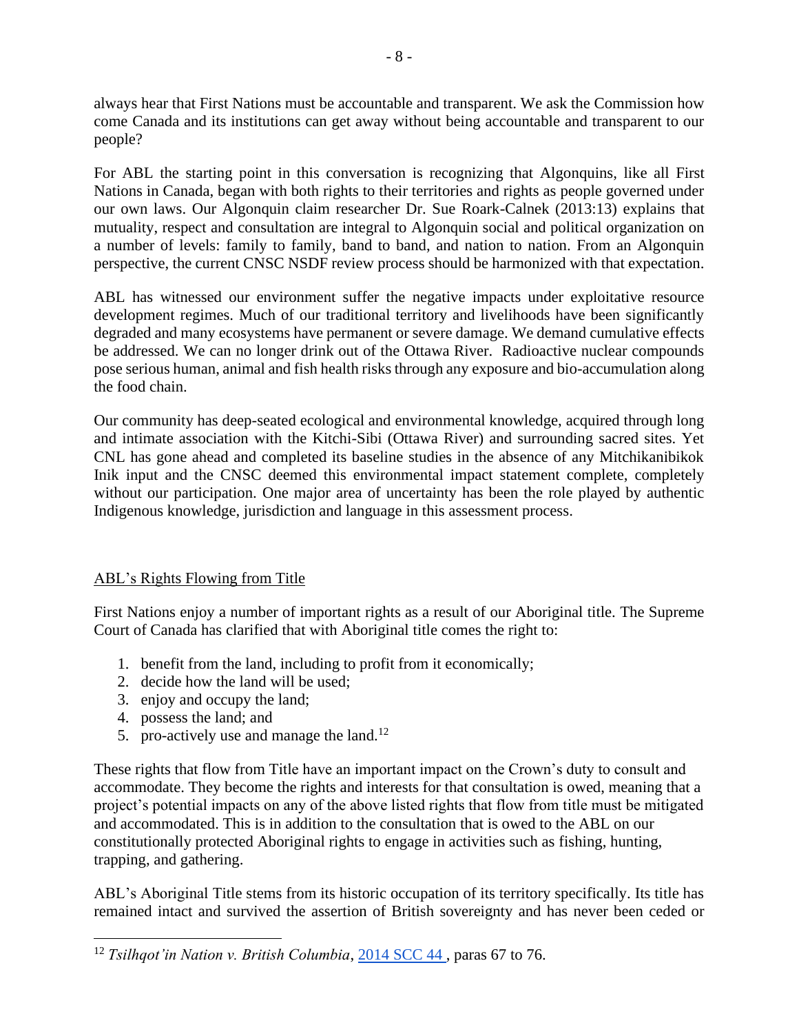always hear that First Nations must be accountable and transparent. We ask the Commission how come Canada and its institutions can get away without being accountable and transparent to our people?

For ABL the starting point in this conversation is recognizing that Algonquins, like all First Nations in Canada, began with both rights to their territories and rights as people governed under our own laws. Our Algonquin claim researcher Dr. Sue Roark-Calnek (2013:13) explains that mutuality, respect and consultation are integral to Algonquin social and political organization on a number of levels: family to family, band to band, and nation to nation. From an Algonquin perspective, the current CNSC NSDF review process should be harmonized with that expectation.

ABL has witnessed our environment suffer the negative impacts under exploitative resource development regimes. Much of our traditional territory and livelihoods have been significantly degraded and many ecosystems have permanent or severe damage. We demand cumulative effects be addressed. We can no longer drink out of the Ottawa River. Radioactive nuclear compounds pose serious human, animal and fish health risks through any exposure and bio-accumulation along the food chain.

Our community has deep-seated ecological and environmental knowledge, acquired through long and intimate association with the Kitchi-Sibi (Ottawa River) and surrounding sacred sites. Yet CNL has gone ahead and completed its baseline studies in the absence of any Mitchikanibikok Inik input and the CNSC deemed this environmental impact statement complete, completely without our participation. One major area of uncertainty has been the role played by authentic Indigenous knowledge, jurisdiction and language in this assessment process.

## ABL's Rights Flowing from Title

First Nations enjoy a number of important rights as a result of our Aboriginal title. The Supreme Court of Canada has clarified that with Aboriginal title comes the right to:

1. benefit from the land, including to profit from it economically;
2. decide how the land will be used;
3. enjoy and occupy the land;
4. possess the land; and
5. pro-actively use and manage the land.[12]

These rights that flow from Title have an important impact on the Crown's duty to consult and accommodate. They become the rights and interests for that consultation is owed, meaning that a project's potential impacts on any of the above listed rights that flow from title must be mitigated and accommodated. This is in addition to the consultation that is owed to the ABL on our constitutionally protected Aboriginal rights to engage in activities such as fishing, hunting, trapping, and gathering.

ABL's Aboriginal Title stems from its historic occupation of its territory specifically. Its title has remained intact and survived the assertion of British sovereignty and has never been ceded or

---

[12] *Tsilhqot'in Nation v. British Columbia*, 2014 SCC 44 , paras 67 to 76.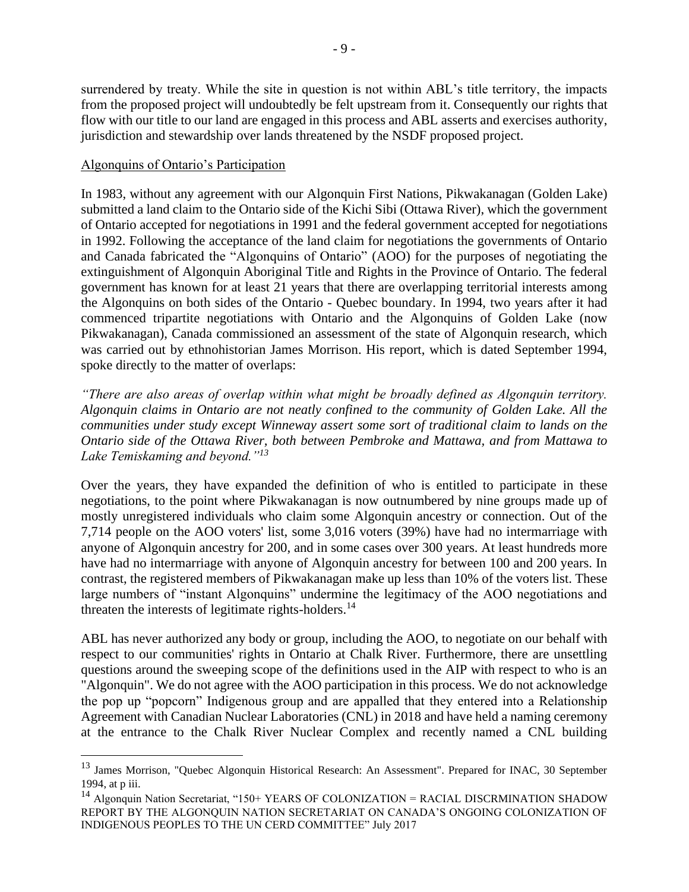surrendered by treaty. While the site in question is not within ABL's title territory, the impacts from the proposed project will undoubtedly be felt upstream from it. Consequently our rights that flow with our title to our land are engaged in this process and ABL asserts and exercises authority, jurisdiction and stewardship over lands threatened by the NSDF proposed project.

## Algonquins of Ontario's Participation

In 1983, without any agreement with our Algonquin First Nations, Pikwakanagan (Golden Lake) submitted a land claim to the Ontario side of the Kichi Sibi (Ottawa River), which the government of Ontario accepted for negotiations in 1991 and the federal government accepted for negotiations in 1992. Following the acceptance of the land claim for negotiations the governments of Ontario and Canada fabricated the "Algonquins of Ontario" (AOO) for the purposes of negotiating the extinguishment of Algonquin Aboriginal Title and Rights in the Province of Ontario. The federal government has known for at least 21 years that there are overlapping territorial interests among the Algonquins on both sides of the Ontario - Quebec boundary. In 1994, two years after it had commenced tripartite negotiations with Ontario and the Algonquins of Golden Lake (now Pikwakanagan), Canada commissioned an assessment of the state of Algonquin research, which was carried out by ethnohistorian James Morrison. His report, which is dated September 1994, spoke directly to the matter of overlaps:

*"There are also areas of overlap within what might be broadly defined as Algonquin territory. Algonquin claims in Ontario are not neatly confined to the community of Golden Lake. All the communities under study except Winneway assert some sort of traditional claim to lands on the Ontario side of the Ottawa River, both between Pembroke and Mattawa, and from Mattawa to Lake Temiskaming and beyond."*[13]

Over the years, they have expanded the definition of who is entitled to participate in these negotiations, to the point where Pikwakanagan is now outnumbered by nine groups made up of mostly unregistered individuals who claim some Algonquin ancestry or connection. Out of the 7,714 people on the AOO voters' list, some 3,016 voters (39%) have had no intermarriage with anyone of Algonquin ancestry for 200, and in some cases over 300 years. At least hundreds more have had no intermarriage with anyone of Algonquin ancestry for between 100 and 200 years. In contrast, the registered members of Pikwakanagan make up less than 10% of the voters list. These large numbers of "instant Algonquins" undermine the legitimacy of the AOO negotiations and threaten the interests of legitimate rights-holders.[14]

ABL has never authorized any body or group, including the AOO, to negotiate on our behalf with respect to our communities' rights in Ontario at Chalk River. Furthermore, there are unsettling questions around the sweeping scope of the definitions used in the AIP with respect to who is an "Algonquin". We do not agree with the AOO participation in this process. We do not acknowledge the pop up "popcorn" Indigenous group and are appalled that they entered into a Relationship Agreement with Canadian Nuclear Laboratories (CNL) in 2018 and have held a naming ceremony at the entrance to the Chalk River Nuclear Complex and recently named a CNL building

---

[13] James Morrison, "Quebec Algonquin Historical Research: An Assessment". Prepared for INAC, 30 September 1994, at p iii.

[14] Algonquin Nation Secretariat, "150+ YEARS OF COLONIZATION = RACIAL DISCRMINATION SHADOW REPORT BY THE ALGONQUIN NATION SECRETARIAT ON CANADA'S ONGOING COLONIZATION OF INDIGENOUS PEOPLES TO THE UN CERD COMMITTEE" July 2017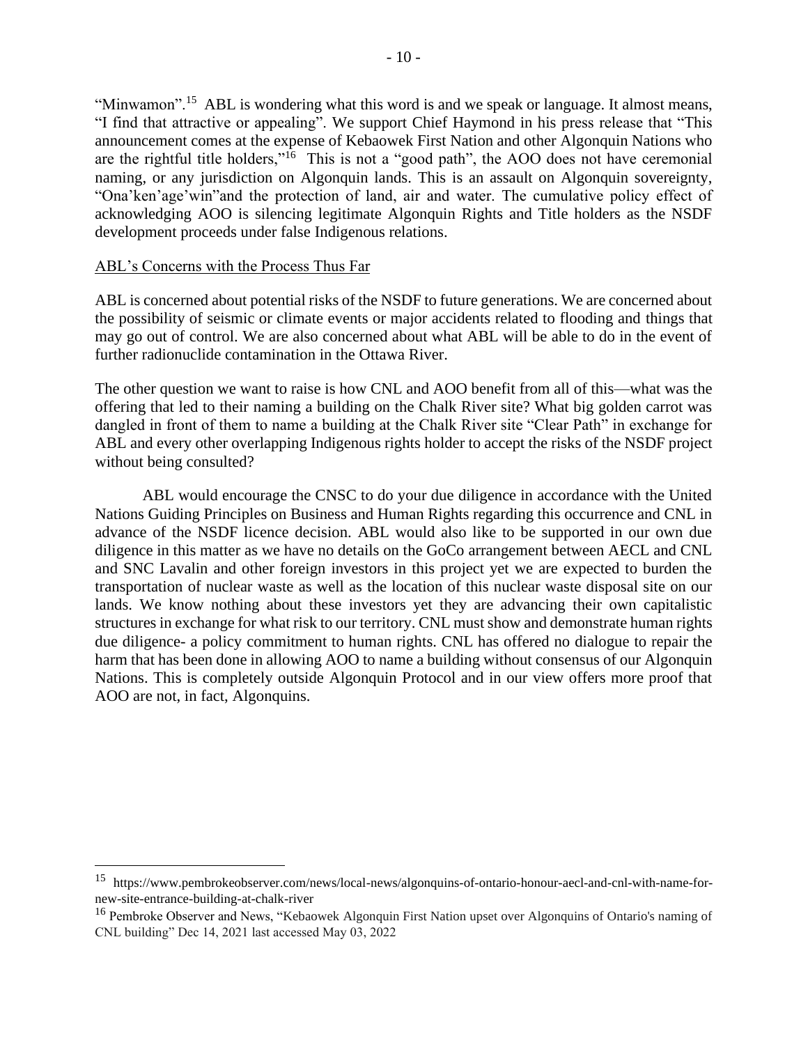"Minwamon".[15] ABL is wondering what this word is and we speak or language. It almost means, "I find that attractive or appealing". We support Chief Haymond in his press release that "This announcement comes at the expense of Kebaowek First Nation and other Algonquin Nations who are the rightful title holders,"[16] This is not a "good path", the AOO does not have ceremonial naming, or any jurisdiction on Algonquin lands. This is an assault on Algonquin sovereignty, "Ona'ken'age'win"and the protection of land, air and water. The cumulative policy effect of acknowledging AOO is silencing legitimate Algonquin Rights and Title holders as the NSDF development proceeds under false Indigenous relations.

ABL's Concerns with the Process Thus Far

ABL is concerned about potential risks of the NSDF to future generations. We are concerned about the possibility of seismic or climate events or major accidents related to flooding and things that may go out of control. We are also concerned about what ABL will be able to do in the event of further radionuclide contamination in the Ottawa River.

The other question we want to raise is how CNL and AOO benefit from all of this—what was the offering that led to their naming a building on the Chalk River site? What big golden carrot was dangled in front of them to name a building at the Chalk River site "Clear Path" in exchange for ABL and every other overlapping Indigenous rights holder to accept the risks of the NSDF project without being consulted?

ABL would encourage the CNSC to do your due diligence in accordance with the United Nations Guiding Principles on Business and Human Rights regarding this occurrence and CNL in advance of the NSDF licence decision. ABL would also like to be supported in our own due diligence in this matter as we have no details on the GoCo arrangement between AECL and CNL and SNC Lavalin and other foreign investors in this project yet we are expected to burden the transportation of nuclear waste as well as the location of this nuclear waste disposal site on our lands. We know nothing about these investors yet they are advancing their own capitalistic structures in exchange for what risk to our territory. CNL must show and demonstrate human rights due diligence- a policy commitment to human rights. CNL has offered no dialogue to repair the harm that has been done in allowing AOO to name a building without consensus of our Algonquin Nations. This is completely outside Algonquin Protocol and in our view offers more proof that AOO are not, in fact, Algonquins.

---

[15] https://www.pembrokeobserver.com/news/local-news/algonquins-of-ontario-honour-aecl-and-cnl-with-name-for-new-site-entrance-building-at-chalk-river

[16] Pembroke Observer and News, "Kebaowek Algonquin First Nation upset over Algonquins of Ontario's naming of CNL building" Dec 14, 2021 last accessed May 03, 2022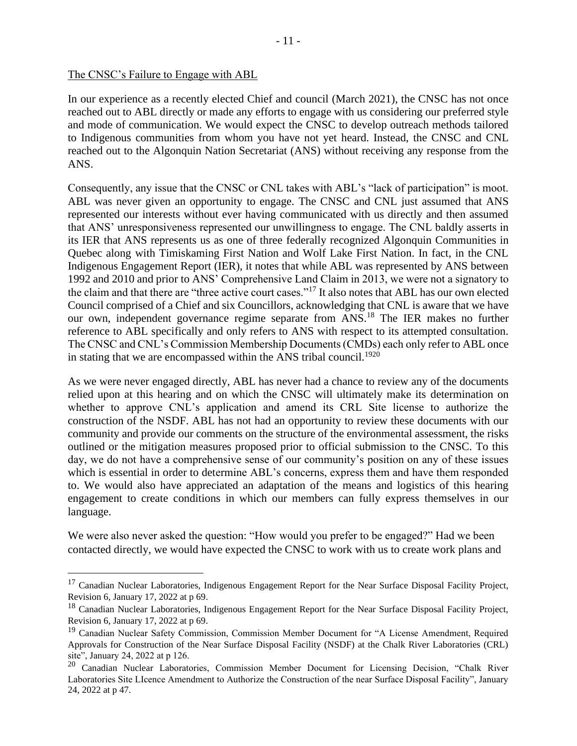The CNSC's Failure to Engage with ABL

In our experience as a recently elected Chief and council (March 2021), the CNSC has not once reached out to ABL directly or made any efforts to engage with us considering our preferred style and mode of communication. We would expect the CNSC to develop outreach methods tailored to Indigenous communities from whom you have not yet heard. Instead, the CNSC and CNL reached out to the Algonquin Nation Secretariat (ANS) without receiving any response from the ANS.

Consequently, any issue that the CNSC or CNL takes with ABL's "lack of participation" is moot. ABL was never given an opportunity to engage. The CNSC and CNL just assumed that ANS represented our interests without ever having communicated with us directly and then assumed that ANS' unresponsiveness represented our unwillingness to engage. The CNL baldly asserts in its IER that ANS represents us as one of three federally recognized Algonquin Communities in Quebec along with Timiskaming First Nation and Wolf Lake First Nation. In fact, in the CNL Indigenous Engagement Report (IER), it notes that while ABL was represented by ANS between 1992 and 2010 and prior to ANS' Comprehensive Land Claim in 2013, we were not a signatory to the claim and that there are "three active court cases."[17] It also notes that ABL has our own elected Council comprised of a Chief and six Councillors, acknowledging that CNL is aware that we have our own, independent governance regime separate from ANS.[18] The IER makes no further reference to ABL specifically and only refers to ANS with respect to its attempted consultation. The CNSC and CNL's Commission Membership Documents (CMDs) each only refer to ABL once in stating that we are encompassed within the ANS tribal council.[19][20]

As we were never engaged directly, ABL has never had a chance to review any of the documents relied upon at this hearing and on which the CNSC will ultimately make its determination on whether to approve CNL's application and amend its CRL Site license to authorize the construction of the NSDF. ABL has not had an opportunity to review these documents with our community and provide our comments on the structure of the environmental assessment, the risks outlined or the mitigation measures proposed prior to official submission to the CNSC. To this day, we do not have a comprehensive sense of our community's position on any of these issues which is essential in order to determine ABL's concerns, express them and have them responded to. We would also have appreciated an adaptation of the means and logistics of this hearing engagement to create conditions in which our members can fully express themselves in our language.

We were also never asked the question: "How would you prefer to be engaged?" Had we been contacted directly, we would have expected the CNSC to work with us to create work plans and

---

[17] Canadian Nuclear Laboratories, Indigenous Engagement Report for the Near Surface Disposal Facility Project, Revision 6, January 17, 2022 at p 69.

[18] Canadian Nuclear Laboratories, Indigenous Engagement Report for the Near Surface Disposal Facility Project, Revision 6, January 17, 2022 at p 69.

[19] Canadian Nuclear Safety Commission, Commission Member Document for "A License Amendment, Required Approvals for Construction of the Near Surface Disposal Facility (NSDF) at the Chalk River Laboratories (CRL) site", January 24, 2022 at p 126.

[20] Canadian Nuclear Laboratories, Commission Member Document for Licensing Decision, "Chalk River Laboratories Site LIcence Amendment to Authorize the Construction of the near Surface Disposal Facility", January 24, 2022 at p 47.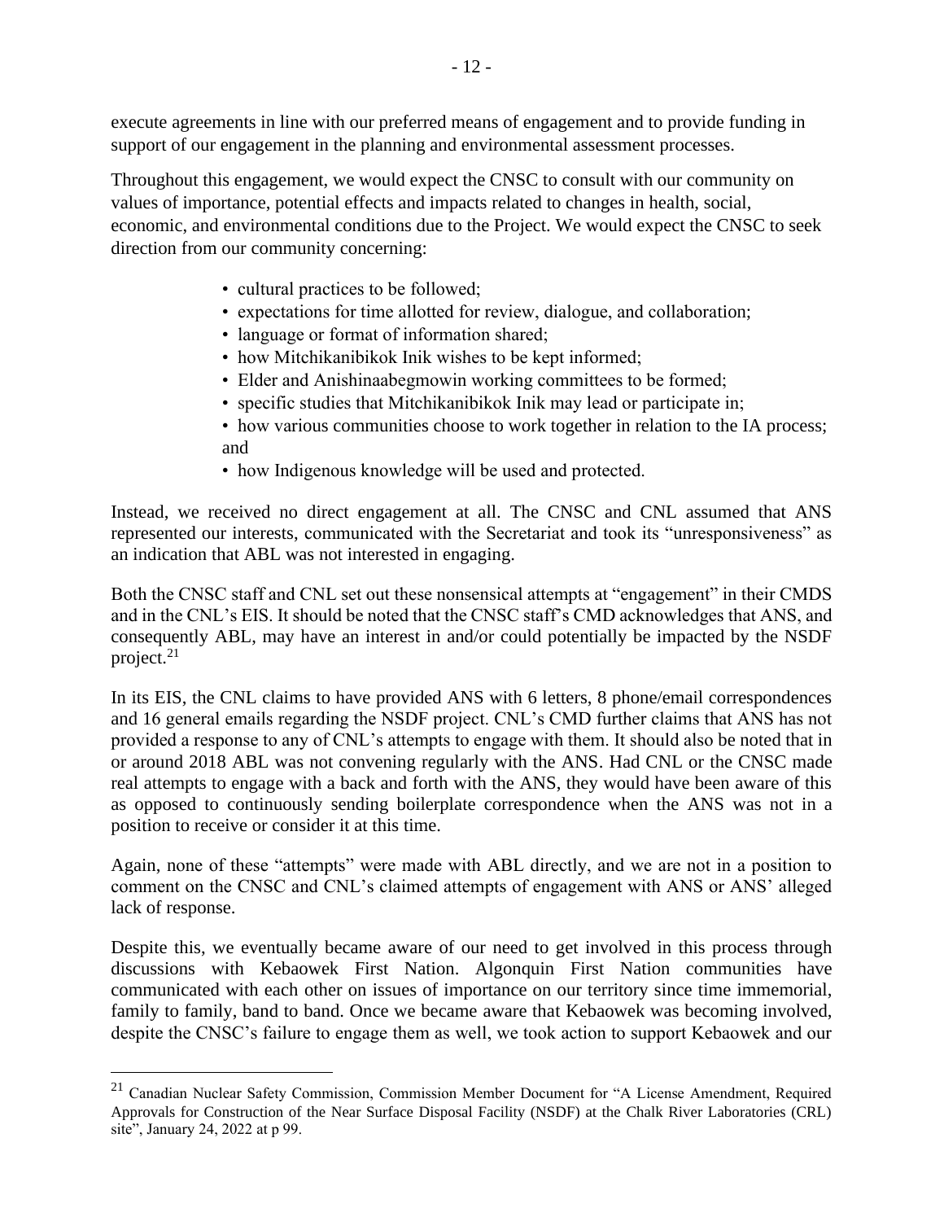execute agreements in line with our preferred means of engagement and to provide funding in support of our engagement in the planning and environmental assessment processes.

Throughout this engagement, we would expect the CNSC to consult with our community on values of importance, potential effects and impacts related to changes in health, social, economic, and environmental conditions due to the Project. We would expect the CNSC to seek direction from our community concerning:

- cultural practices to be followed;
- expectations for time allotted for review, dialogue, and collaboration;
- language or format of information shared;
- how Mitchikanibikok Inik wishes to be kept informed;
- Elder and Anishinaabegmowin working committees to be formed;
- specific studies that Mitchikanibikok Inik may lead or participate in;
- how various communities choose to work together in relation to the IA process; and
- how Indigenous knowledge will be used and protected.

Instead, we received no direct engagement at all. The CNSC and CNL assumed that ANS represented our interests, communicated with the Secretariat and took its "unresponsiveness" as an indication that ABL was not interested in engaging.

Both the CNSC staff and CNL set out these nonsensical attempts at "engagement" in their CMDS and in the CNL's EIS. It should be noted that the CNSC staff's CMD acknowledges that ANS, and consequently ABL, may have an interest in and/or could potentially be impacted by the NSDF project.[21]

In its EIS, the CNL claims to have provided ANS with 6 letters, 8 phone/email correspondences and 16 general emails regarding the NSDF project. CNL's CMD further claims that ANS has not provided a response to any of CNL's attempts to engage with them. It should also be noted that in or around 2018 ABL was not convening regularly with the ANS. Had CNL or the CNSC made real attempts to engage with a back and forth with the ANS, they would have been aware of this as opposed to continuously sending boilerplate correspondence when the ANS was not in a position to receive or consider it at this time.

Again, none of these "attempts" were made with ABL directly, and we are not in a position to comment on the CNSC and CNL's claimed attempts of engagement with ANS or ANS' alleged lack of response.

Despite this, we eventually became aware of our need to get involved in this process through discussions with Kebaowek First Nation. Algonquin First Nation communities have communicated with each other on issues of importance on our territory since time immemorial, family to family, band to band. Once we became aware that Kebaowek was becoming involved, despite the CNSC's failure to engage them as well, we took action to support Kebaowek and our

[21] Canadian Nuclear Safety Commission, Commission Member Document for "A License Amendment, Required Approvals for Construction of the Near Surface Disposal Facility (NSDF) at the Chalk River Laboratories (CRL) site", January 24, 2022 at p 99.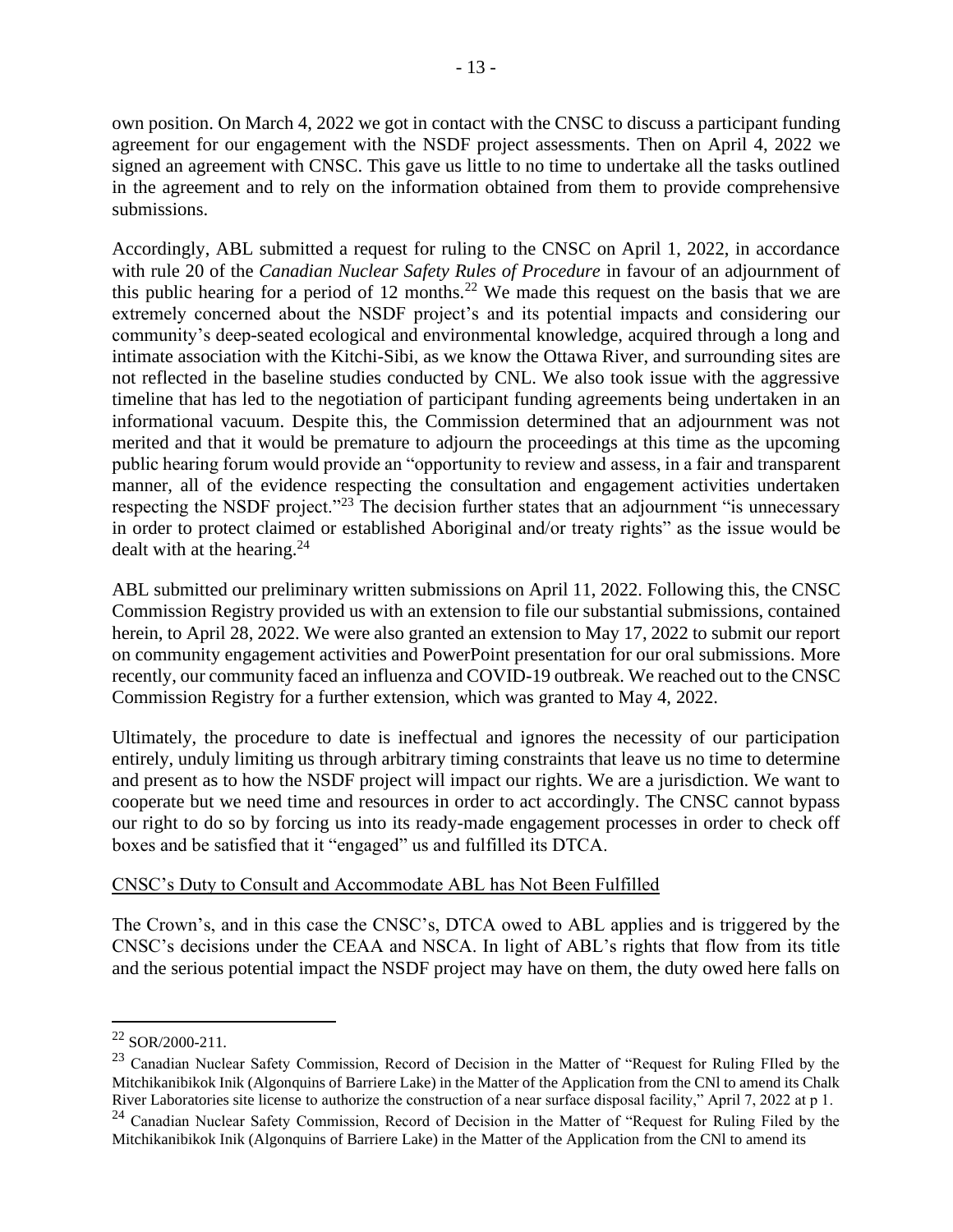own position. On March 4, 2022 we got in contact with the CNSC to discuss a participant funding agreement for our engagement with the NSDF project assessments. Then on April 4, 2022 we signed an agreement with CNSC. This gave us little to no time to undertake all the tasks outlined in the agreement and to rely on the information obtained from them to provide comprehensive submissions.

Accordingly, ABL submitted a request for ruling to the CNSC on April 1, 2022, in accordance with rule 20 of the *Canadian Nuclear Safety Rules of Procedure* in favour of an adjournment of this public hearing for a period of 12 months.[22] We made this request on the basis that we are extremely concerned about the NSDF project's and its potential impacts and considering our community's deep-seated ecological and environmental knowledge, acquired through a long and intimate association with the Kitchi-Sibi, as we know the Ottawa River, and surrounding sites are not reflected in the baseline studies conducted by CNL. We also took issue with the aggressive timeline that has led to the negotiation of participant funding agreements being undertaken in an informational vacuum. Despite this, the Commission determined that an adjournment was not merited and that it would be premature to adjourn the proceedings at this time as the upcoming public hearing forum would provide an "opportunity to review and assess, in a fair and transparent manner, all of the evidence respecting the consultation and engagement activities undertaken respecting the NSDF project."[23] The decision further states that an adjournment "is unnecessary in order to protect claimed or established Aboriginal and/or treaty rights" as the issue would be dealt with at the hearing.[24]

ABL submitted our preliminary written submissions on April 11, 2022. Following this, the CNSC Commission Registry provided us with an extension to file our substantial submissions, contained herein, to April 28, 2022. We were also granted an extension to May 17, 2022 to submit our report on community engagement activities and PowerPoint presentation for our oral submissions. More recently, our community faced an influenza and COVID-19 outbreak. We reached out to the CNSC Commission Registry for a further extension, which was granted to May 4, 2022.

Ultimately, the procedure to date is ineffectual and ignores the necessity of our participation entirely, unduly limiting us through arbitrary timing constraints that leave us no time to determine and present as to how the NSDF project will impact our rights. We are a jurisdiction. We want to cooperate but we need time and resources in order to act accordingly. The CNSC cannot bypass our right to do so by forcing us into its ready-made engagement processes in order to check off boxes and be satisfied that it "engaged" us and fulfilled its DTCA.

<u>CNSC's Duty to Consult and Accommodate ABL has Not Been Fulfilled</u>

The Crown's, and in this case the CNSC's, DTCA owed to ABL applies and is triggered by the CNSC's decisions under the CEAA and NSCA. In light of ABL's rights that flow from its title and the serious potential impact the NSDF project may have on them, the duty owed here falls on

---

[22] SOR/2000-211.

[23] Canadian Nuclear Safety Commission, Record of Decision in the Matter of "Request for Ruling FIled by the Mitchikanibikok Inik (Algonquins of Barriere Lake) in the Matter of the Application from the CNl to amend its Chalk River Laboratories site license to authorize the construction of a near surface disposal facility," April 7, 2022 at p 1.

[24] Canadian Nuclear Safety Commission, Record of Decision in the Matter of "Request for Ruling Filed by the Mitchikanibikok Inik (Algonquins of Barriere Lake) in the Matter of the Application from the CNl to amend its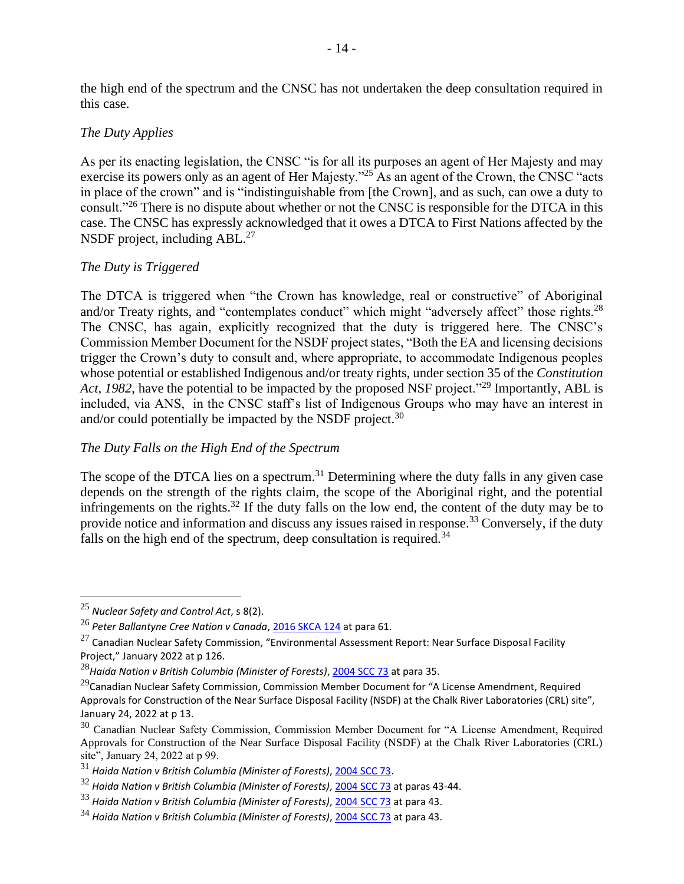the high end of the spectrum and the CNSC has not undertaken the deep consultation required in this case.

### *The Duty Applies*

As per its enacting legislation, the CNSC "is for all its purposes an agent of Her Majesty and may exercise its powers only as an agent of Her Majesty."[25] As an agent of the Crown, the CNSC "acts in place of the crown" and is "indistinguishable from [the Crown], and as such, can owe a duty to consult."[26] There is no dispute about whether or not the CNSC is responsible for the DTCA in this case. The CNSC has expressly acknowledged that it owes a DTCA to First Nations affected by the NSDF project, including ABL.[27]

### *The Duty is Triggered*

The DTCA is triggered when "the Crown has knowledge, real or constructive" of Aboriginal and/or Treaty rights, and "contemplates conduct" which might "adversely affect" those rights.[28] The CNSC, has again, explicitly recognized that the duty is triggered here. The CNSC's Commission Member Document for the NSDF project states, "Both the EA and licensing decisions trigger the Crown's duty to consult and, where appropriate, to accommodate Indigenous peoples whose potential or established Indigenous and/or treaty rights, under section 35 of the *Constitution Act, 1982*, have the potential to be impacted by the proposed NSF project."[29] Importantly, ABL is included, via ANS, in the CNSC staff's list of Indigenous Groups who may have an interest in and/or could potentially be impacted by the NSDF project.[30]

### *The Duty Falls on the High End of the Spectrum*

The scope of the DTCA lies on a spectrum.[31] Determining where the duty falls in any given case depends on the strength of the rights claim, the scope of the Aboriginal right, and the potential infringements on the rights.[32] If the duty falls on the low end, the content of the duty may be to provide notice and information and discuss any issues raised in response.[33] Conversely, if the duty falls on the high end of the spectrum, deep consultation is required.[34]

---

[25] *Nuclear Safety and Control Act*, s 8(2).

[26] *Peter Ballantyne Cree Nation v Canada*, 2016 SKCA 124 at para 61.

[27] Canadian Nuclear Safety Commission, "Environmental Assessment Report: Near Surface Disposal Facility Project," January 2022 at p 126.

[28] *Haida Nation v British Columbia (Minister of Forests)*, 2004 SCC 73 at para 35.

[29] Canadian Nuclear Safety Commission, Commission Member Document for "A License Amendment, Required Approvals for Construction of the Near Surface Disposal Facility (NSDF) at the Chalk River Laboratories (CRL) site", January 24, 2022 at p 13.

[30] Canadian Nuclear Safety Commission, Commission Member Document for "A License Amendment, Required Approvals for Construction of the Near Surface Disposal Facility (NSDF) at the Chalk River Laboratories (CRL) site", January 24, 2022 at p 99.

[31] *Haida Nation v British Columbia (Minister of Forests)*, 2004 SCC 73.

[32] *Haida Nation v British Columbia (Minister of Forests)*, 2004 SCC 73 at paras 43-44.

[33] *Haida Nation v British Columbia (Minister of Forests)*, 2004 SCC 73 at para 43.

[34] *Haida Nation v British Columbia (Minister of Forests)*, 2004 SCC 73 at para 43.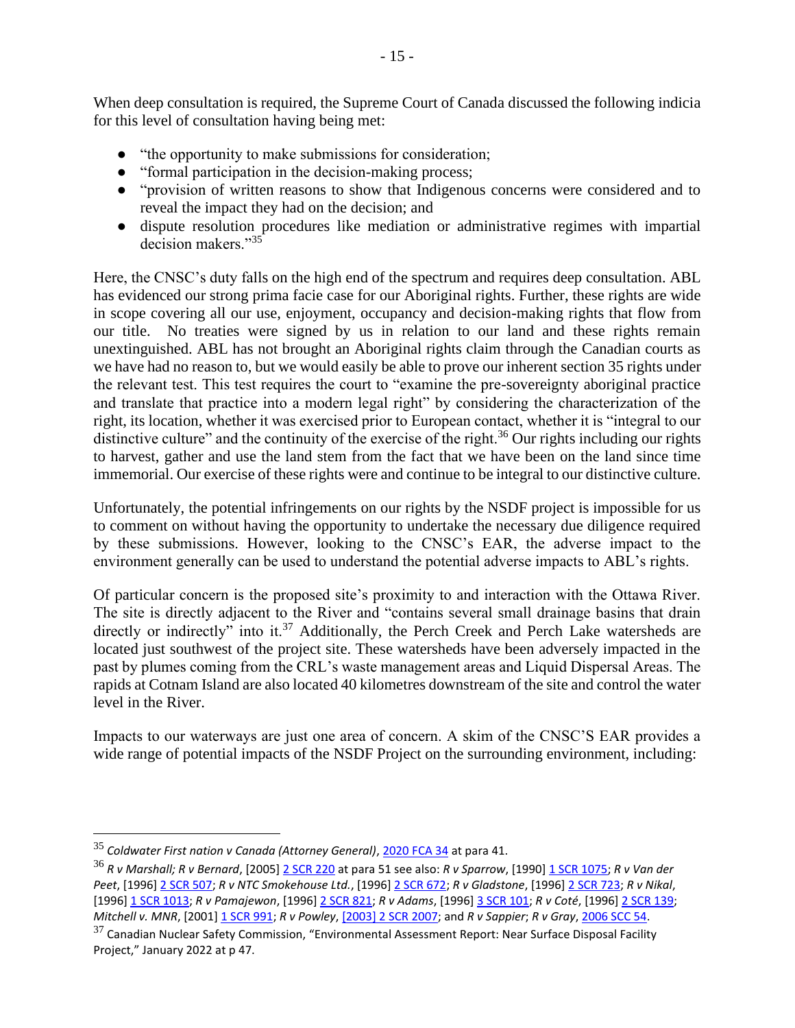When deep consultation is required, the Supreme Court of Canada discussed the following indicia for this level of consultation having being met:

- "the opportunity to make submissions for consideration;
- "formal participation in the decision-making process;
- "provision of written reasons to show that Indigenous concerns were considered and to reveal the impact they had on the decision; and
- dispute resolution procedures like mediation or administrative regimes with impartial decision makers."[35]

Here, the CNSC's duty falls on the high end of the spectrum and requires deep consultation. ABL has evidenced our strong prima facie case for our Aboriginal rights. Further, these rights are wide in scope covering all our use, enjoyment, occupancy and decision-making rights that flow from our title. No treaties were signed by us in relation to our land and these rights remain unextinguished. ABL has not brought an Aboriginal rights claim through the Canadian courts as we have had no reason to, but we would easily be able to prove our inherent section 35 rights under the relevant test. This test requires the court to "examine the pre-sovereignty aboriginal practice and translate that practice into a modern legal right" by considering the characterization of the right, its location, whether it was exercised prior to European contact, whether it is "integral to our distinctive culture" and the continuity of the exercise of the right.[36] Our rights including our rights to harvest, gather and use the land stem from the fact that we have been on the land since time immemorial. Our exercise of these rights were and continue to be integral to our distinctive culture.

Unfortunately, the potential infringements on our rights by the NSDF project is impossible for us to comment on without having the opportunity to undertake the necessary due diligence required by these submissions. However, looking to the CNSC's EAR, the adverse impact to the environment generally can be used to understand the potential adverse impacts to ABL's rights.

Of particular concern is the proposed site's proximity to and interaction with the Ottawa River. The site is directly adjacent to the River and "contains several small drainage basins that drain directly or indirectly" into it.[37] Additionally, the Perch Creek and Perch Lake watersheds are located just southwest of the project site. These watersheds have been adversely impacted in the past by plumes coming from the CRL's waste management areas and Liquid Dispersal Areas. The rapids at Cotnam Island are also located 40 kilometres downstream of the site and control the water level in the River.

Impacts to our waterways are just one area of concern. A skim of the CNSC'S EAR provides a wide range of potential impacts of the NSDF Project on the surrounding environment, including:

---

[35] *Coldwater First nation v Canada (Attorney General)*, 2020 FCA 34 at para 41.

[36] *R v Marshall; R v Bernard*, [2005] 2 SCR 220 at para 51 see also: *R v Sparrow*, [1990] 1 SCR 1075; *R v Van der Peet*, [1996] 2 SCR 507; *R v NTC Smokehouse Ltd.*, [1996] 2 SCR 672; *R v Gladstone*, [1996] 2 SCR 723; *R v Nikal*, [1996] 1 SCR 1013; *R v Pamajewon*, [1996] 2 SCR 821; *R v Adams*, [1996] 3 SCR 101; *R v Coté*, [1996] 2 SCR 139; *Mitchell v. MNR*, [2001] 1 SCR 991; *R v Powley*, [2003] 2 SCR 2007; and *R v Sappier*; *R v Gray*, 2006 SCC 54.

[37] Canadian Nuclear Safety Commission, "Environmental Assessment Report: Near Surface Disposal Facility Project," January 2022 at p 47.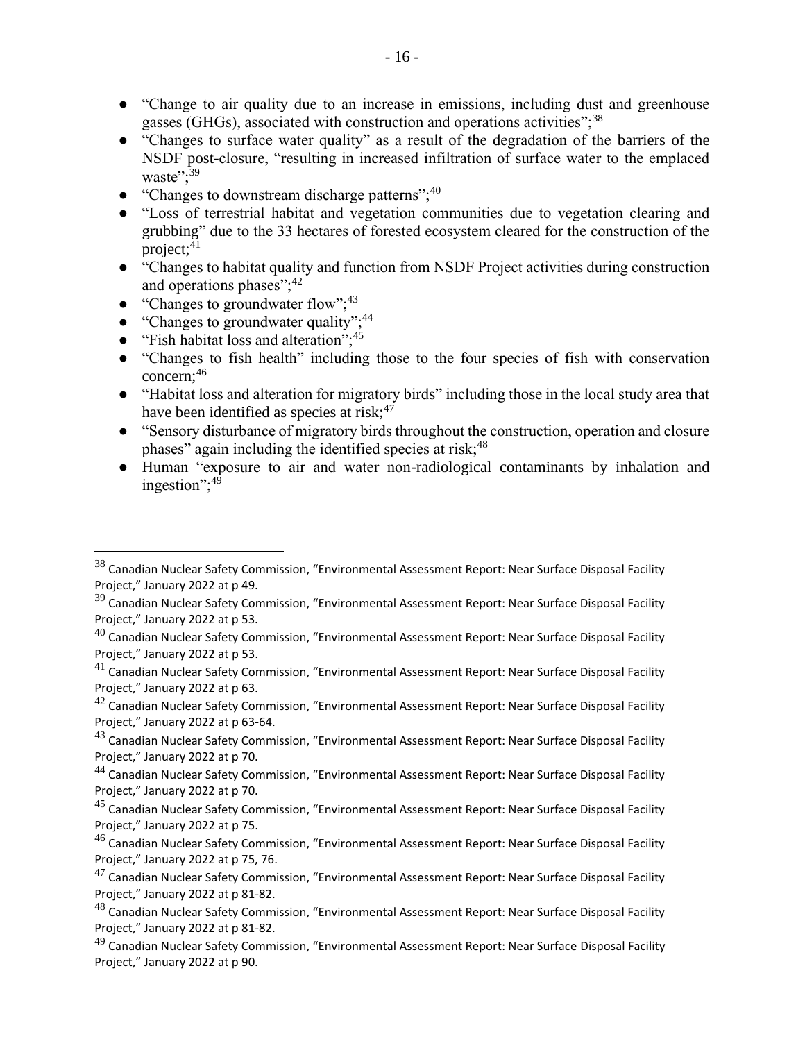- "Change to air quality due to an increase in emissions, including dust and greenhouse gasses (GHGs), associated with construction and operations activities";[38]
- "Changes to surface water quality" as a result of the degradation of the barriers of the NSDF post-closure, "resulting in increased infiltration of surface water to the emplaced waste";[39]
- "Changes to downstream discharge patterns";[40]
- "Loss of terrestrial habitat and vegetation communities due to vegetation clearing and grubbing" due to the 33 hectares of forested ecosystem cleared for the construction of the project;[41]
- "Changes to habitat quality and function from NSDF Project activities during construction and operations phases";[42]
- "Changes to groundwater flow";[43]
- "Changes to groundwater quality";[44]
- "Fish habitat loss and alteration";[45]
- "Changes to fish health" including those to the four species of fish with conservation concern;[46]
- "Habitat loss and alteration for migratory birds" including those in the local study area that have been identified as species at risk;[47]
- "Sensory disturbance of migratory birds throughout the construction, operation and closure phases" again including the identified species at risk;[48]
- Human "exposure to air and water non-radiological contaminants by inhalation and ingestion";[49]

---

[38] Canadian Nuclear Safety Commission, "Environmental Assessment Report: Near Surface Disposal Facility Project," January 2022 at p 49.

[39] Canadian Nuclear Safety Commission, "Environmental Assessment Report: Near Surface Disposal Facility Project," January 2022 at p 53.

[40] Canadian Nuclear Safety Commission, "Environmental Assessment Report: Near Surface Disposal Facility Project," January 2022 at p 53.

[41] Canadian Nuclear Safety Commission, "Environmental Assessment Report: Near Surface Disposal Facility Project," January 2022 at p 63.

[42] Canadian Nuclear Safety Commission, "Environmental Assessment Report: Near Surface Disposal Facility Project," January 2022 at p 63-64.

[43] Canadian Nuclear Safety Commission, "Environmental Assessment Report: Near Surface Disposal Facility Project," January 2022 at p 70.

[44] Canadian Nuclear Safety Commission, "Environmental Assessment Report: Near Surface Disposal Facility Project," January 2022 at p 70.

[45] Canadian Nuclear Safety Commission, "Environmental Assessment Report: Near Surface Disposal Facility Project," January 2022 at p 75.

[46] Canadian Nuclear Safety Commission, "Environmental Assessment Report: Near Surface Disposal Facility Project," January 2022 at p 75, 76.

[47] Canadian Nuclear Safety Commission, "Environmental Assessment Report: Near Surface Disposal Facility Project," January 2022 at p 81-82.

[48] Canadian Nuclear Safety Commission, "Environmental Assessment Report: Near Surface Disposal Facility Project," January 2022 at p 81-82.

[49] Canadian Nuclear Safety Commission, "Environmental Assessment Report: Near Surface Disposal Facility Project," January 2022 at p 90.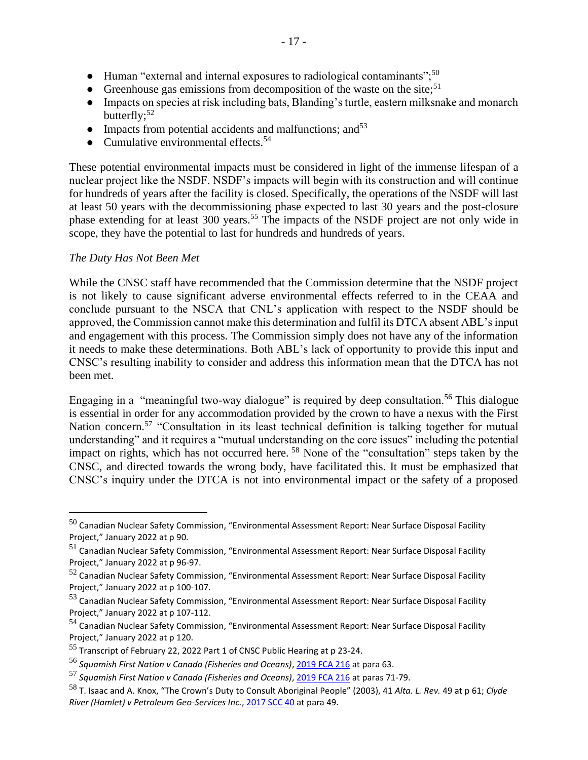- Human "external and internal exposures to radiological contaminants";[50]
- Greenhouse gas emissions from decomposition of the waste on the site;[51]
- Impacts on species at risk including bats, Blanding's turtle, eastern milksnake and monarch butterfly;[52]
- Impacts from potential accidents and malfunctions; and[53]
- Cumulative environmental effects.[54]

These potential environmental impacts must be considered in light of the immense lifespan of a nuclear project like the NSDF. NSDF's impacts will begin with its construction and will continue for hundreds of years after the facility is closed. Specifically, the operations of the NSDF will last at least 50 years with the decommissioning phase expected to last 30 years and the post-closure phase extending for at least 300 years.[55] The impacts of the NSDF project are not only wide in scope, they have the potential to last for hundreds and hundreds of years.

*The Duty Has Not Been Met*

While the CNSC staff have recommended that the Commission determine that the NSDF project is not likely to cause significant adverse environmental effects referred to in the CEAA and conclude pursuant to the NSCA that CNL's application with respect to the NSDF should be approved, the Commission cannot make this determination and fulfil its DTCA absent ABL's input and engagement with this process. The Commission simply does not have any of the information it needs to make these determinations. Both ABL's lack of opportunity to provide this input and CNSC's resulting inability to consider and address this information mean that the DTCA has not been met.

Engaging in a "meaningful two-way dialogue" is required by deep consultation.[56] This dialogue is essential in order for any accommodation provided by the crown to have a nexus with the First Nation concern.[57] "Consultation in its least technical definition is talking together for mutual understanding" and it requires a "mutual understanding on the core issues" including the potential impact on rights, which has not occurred here.[58] None of the "consultation" steps taken by the CNSC, and directed towards the wrong body, have facilitated this. It must be emphasized that CNSC's inquiry under the DTCA is not into environmental impact or the safety of a proposed

---

[50] Canadian Nuclear Safety Commission, "Environmental Assessment Report: Near Surface Disposal Facility Project," January 2022 at p 90.

[51] Canadian Nuclear Safety Commission, "Environmental Assessment Report: Near Surface Disposal Facility Project," January 2022 at p 96-97.

[52] Canadian Nuclear Safety Commission, "Environmental Assessment Report: Near Surface Disposal Facility Project," January 2022 at p 100-107.

[53] Canadian Nuclear Safety Commission, "Environmental Assessment Report: Near Surface Disposal Facility Project," January 2022 at p 107-112.

[54] Canadian Nuclear Safety Commission, "Environmental Assessment Report: Near Surface Disposal Facility Project," January 2022 at p 120.

[55] Transcript of February 22, 2022 Part 1 of CNSC Public Hearing at p 23-24.

[56] *Squamish First Nation v Canada (Fisheries and Oceans)*, 2019 FCA 216 at para 63.

[57] *Squamish First Nation v Canada (Fisheries and Oceans)*, 2019 FCA 216 at paras 71-79.

[58] T. Isaac and A. Knox, "The Crown's Duty to Consult Aboriginal People" (2003), 41 *Alta. L. Rev.* 49 at p 61; *Clyde River (Hamlet) v Petroleum Geo-Services Inc.*, 2017 SCC 40 at para 49.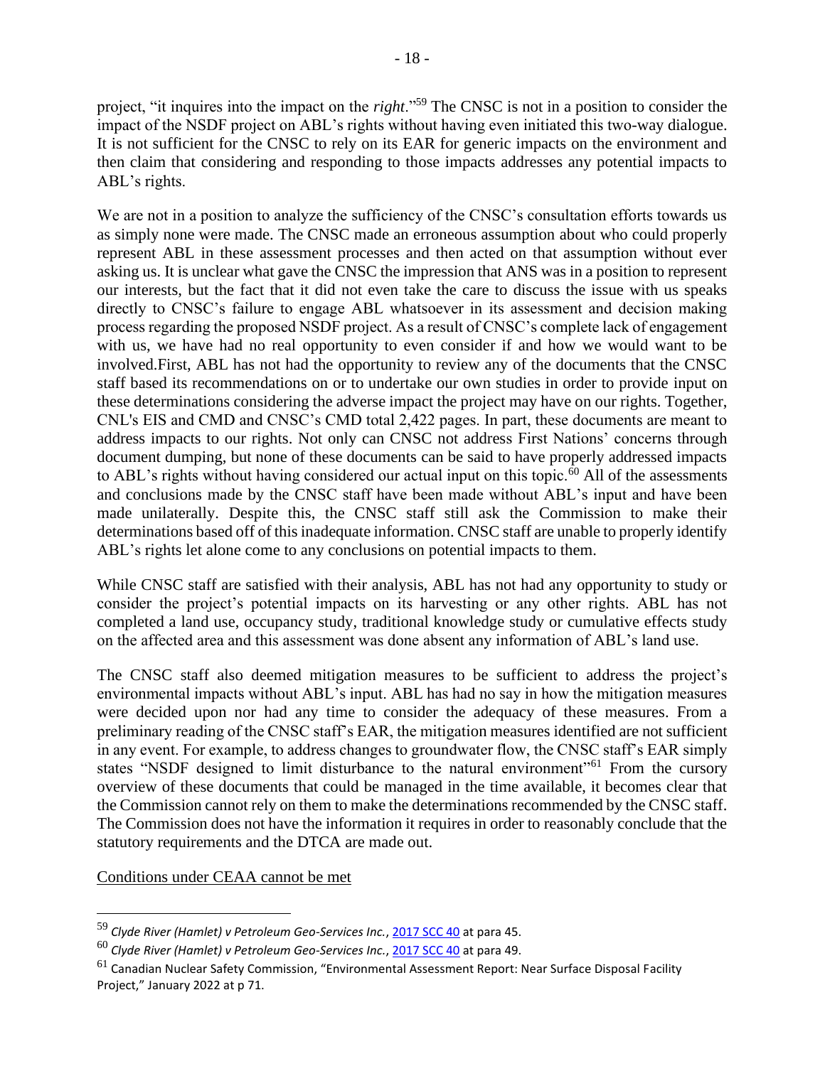project, "it inquires into the impact on the *right*."[59] The CNSC is not in a position to consider the impact of the NSDF project on ABL's rights without having even initiated this two-way dialogue. It is not sufficient for the CNSC to rely on its EAR for generic impacts on the environment and then claim that considering and responding to those impacts addresses any potential impacts to ABL's rights.

We are not in a position to analyze the sufficiency of the CNSC's consultation efforts towards us as simply none were made. The CNSC made an erroneous assumption about who could properly represent ABL in these assessment processes and then acted on that assumption without ever asking us. It is unclear what gave the CNSC the impression that ANS was in a position to represent our interests, but the fact that it did not even take the care to discuss the issue with us speaks directly to CNSC's failure to engage ABL whatsoever in its assessment and decision making process regarding the proposed NSDF project. As a result of CNSC's complete lack of engagement with us, we have had no real opportunity to even consider if and how we would want to be involved.First, ABL has not had the opportunity to review any of the documents that the CNSC staff based its recommendations on or to undertake our own studies in order to provide input on these determinations considering the adverse impact the project may have on our rights. Together, CNL's EIS and CMD and CNSC's CMD total 2,422 pages. In part, these documents are meant to address impacts to our rights. Not only can CNSC not address First Nations' concerns through document dumping, but none of these documents can be said to have properly addressed impacts to ABL's rights without having considered our actual input on this topic.[60] All of the assessments and conclusions made by the CNSC staff have been made without ABL's input and have been made unilaterally. Despite this, the CNSC staff still ask the Commission to make their determinations based off of this inadequate information. CNSC staff are unable to properly identify ABL's rights let alone come to any conclusions on potential impacts to them.

While CNSC staff are satisfied with their analysis, ABL has not had any opportunity to study or consider the project's potential impacts on its harvesting or any other rights. ABL has not completed a land use, occupancy study, traditional knowledge study or cumulative effects study on the affected area and this assessment was done absent any information of ABL's land use.

The CNSC staff also deemed mitigation measures to be sufficient to address the project's environmental impacts without ABL's input. ABL has had no say in how the mitigation measures were decided upon nor had any time to consider the adequacy of these measures. From a preliminary reading of the CNSC staff's EAR, the mitigation measures identified are not sufficient in any event. For example, to address changes to groundwater flow, the CNSC staff's EAR simply states "NSDF designed to limit disturbance to the natural environment"[61] From the cursory overview of these documents that could be managed in the time available, it becomes clear that the Commission cannot rely on them to make the determinations recommended by the CNSC staff. The Commission does not have the information it requires in order to reasonably conclude that the statutory requirements and the DTCA are made out.

Conditions under CEAA cannot be met

---

[59] *Clyde River (Hamlet) v Petroleum Geo-Services Inc.*, 2017 SCC 40 at para 45.

[60] *Clyde River (Hamlet) v Petroleum Geo-Services Inc.*, 2017 SCC 40 at para 49.

[61] Canadian Nuclear Safety Commission, "Environmental Assessment Report: Near Surface Disposal Facility Project," January 2022 at p 71.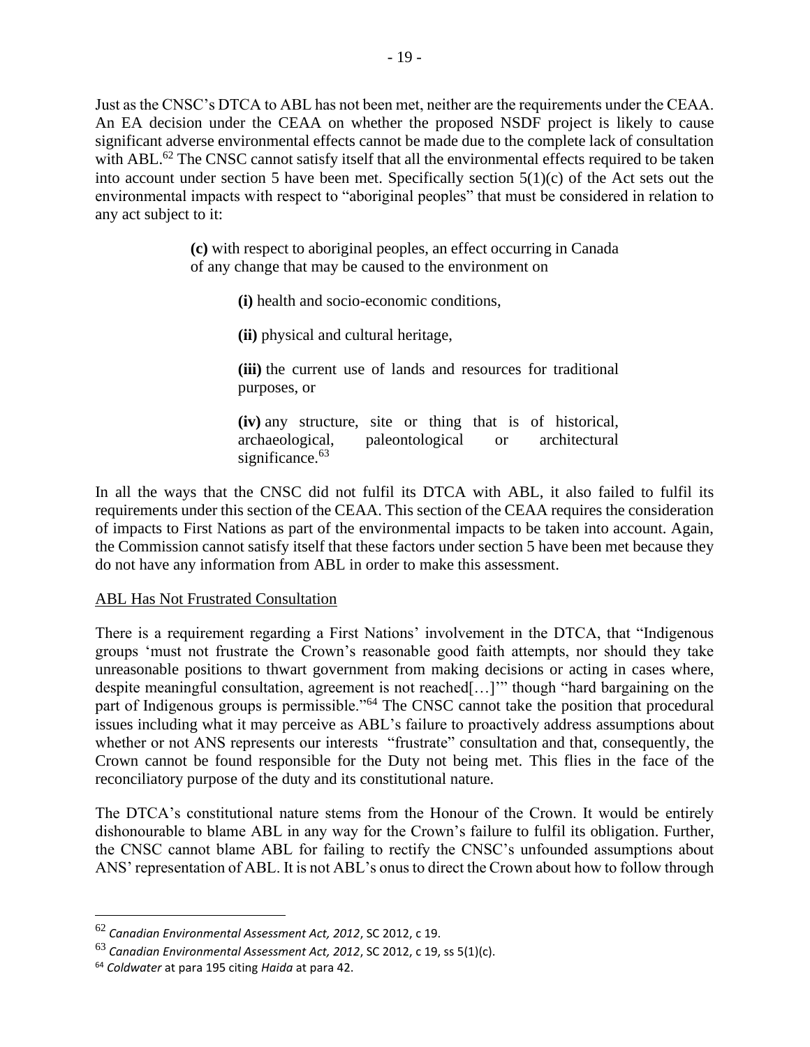Just as the CNSC's DTCA to ABL has not been met, neither are the requirements under the CEAA. An EA decision under the CEAA on whether the proposed NSDF project is likely to cause significant adverse environmental effects cannot be made due to the complete lack of consultation with ABL.[62] The CNSC cannot satisfy itself that all the environmental effects required to be taken into account under section 5 have been met. Specifically section 5(1)(c) of the Act sets out the environmental impacts with respect to "aboriginal peoples" that must be considered in relation to any act subject to it:

> **(c)** with respect to aboriginal peoples, an effect occurring in Canada of any change that may be caused to the environment on
>
> > **(i)** health and socio-economic conditions,
> >
> > **(ii)** physical and cultural heritage,
> >
> > **(iii)** the current use of lands and resources for traditional purposes, or
> >
> > **(iv)** any structure, site or thing that is of historical, archaeological, paleontological or architectural significance.[63]

In all the ways that the CNSC did not fulfil its DTCA with ABL, it also failed to fulfil its requirements under this section of the CEAA. This section of the CEAA requires the consideration of impacts to First Nations as part of the environmental impacts to be taken into account. Again, the Commission cannot satisfy itself that these factors under section 5 have been met because they do not have any information from ABL in order to make this assessment.

<u>ABL Has Not Frustrated Consultation</u>

There is a requirement regarding a First Nations' involvement in the DTCA, that "Indigenous groups 'must not frustrate the Crown's reasonable good faith attempts, nor should they take unreasonable positions to thwart government from making decisions or acting in cases where, despite meaningful consultation, agreement is not reached[…]'" though "hard bargaining on the part of Indigenous groups is permissible."[64] The CNSC cannot take the position that procedural issues including what it may perceive as ABL's failure to proactively address assumptions about whether or not ANS represents our interests "frustrate" consultation and that, consequently, the Crown cannot be found responsible for the Duty not being met. This flies in the face of the reconciliatory purpose of the duty and its constitutional nature.

The DTCA's constitutional nature stems from the Honour of the Crown. It would be entirely dishonourable to blame ABL in any way for the Crown's failure to fulfil its obligation. Further, the CNSC cannot blame ABL for failing to rectify the CNSC's unfounded assumptions about ANS' representation of ABL. It is not ABL's onus to direct the Crown about how to follow through

---

[62] *Canadian Environmental Assessment Act, 2012*, SC 2012, c 19.

[63] *Canadian Environmental Assessment Act, 2012*, SC 2012, c 19, ss 5(1)(c).

[64] *Coldwater* at para 195 citing *Haida* at para 42.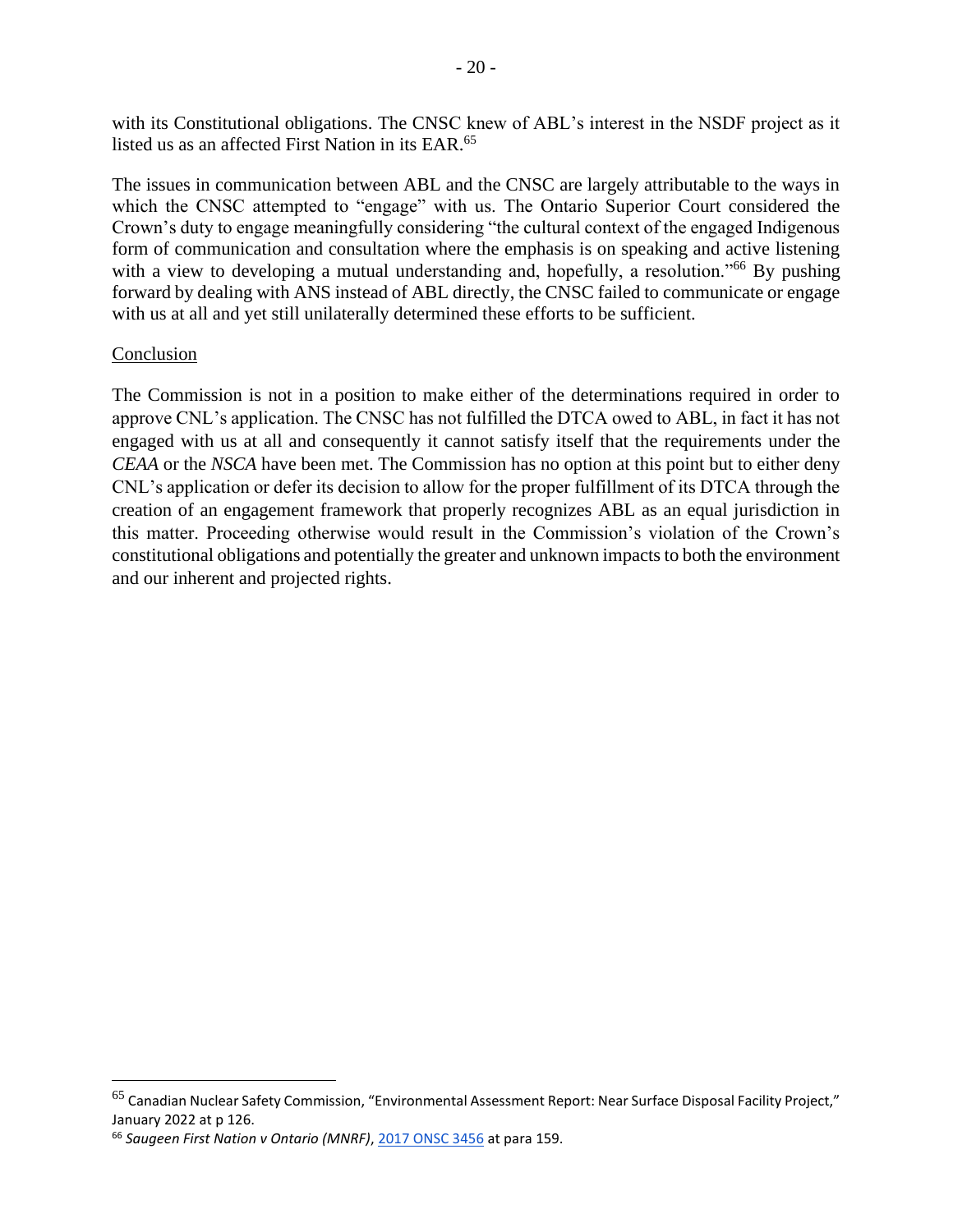with its Constitutional obligations. The CNSC knew of ABL's interest in the NSDF project as it listed us as an affected First Nation in its EAR.[65]

The issues in communication between ABL and the CNSC are largely attributable to the ways in which the CNSC attempted to "engage" with us. The Ontario Superior Court considered the Crown's duty to engage meaningfully considering "the cultural context of the engaged Indigenous form of communication and consultation where the emphasis is on speaking and active listening with a view to developing a mutual understanding and, hopefully, a resolution."[66] By pushing forward by dealing with ANS instead of ABL directly, the CNSC failed to communicate or engage with us at all and yet still unilaterally determined these efforts to be sufficient.

Conclusion

The Commission is not in a position to make either of the determinations required in order to approve CNL's application. The CNSC has not fulfilled the DTCA owed to ABL, in fact it has not engaged with us at all and consequently it cannot satisfy itself that the requirements under the *CEAA* or the *NSCA* have been met. The Commission has no option at this point but to either deny CNL's application or defer its decision to allow for the proper fulfillment of its DTCA through the creation of an engagement framework that properly recognizes ABL as an equal jurisdiction in this matter. Proceeding otherwise would result in the Commission's violation of the Crown's constitutional obligations and potentially the greater and unknown impacts to both the environment and our inherent and projected rights.

---

[65] Canadian Nuclear Safety Commission, "Environmental Assessment Report: Near Surface Disposal Facility Project," January 2022 at p 126.

[66] *Saugeen First Nation v Ontario (MNRF)*, 2017 ONSC 3456 at para 159.